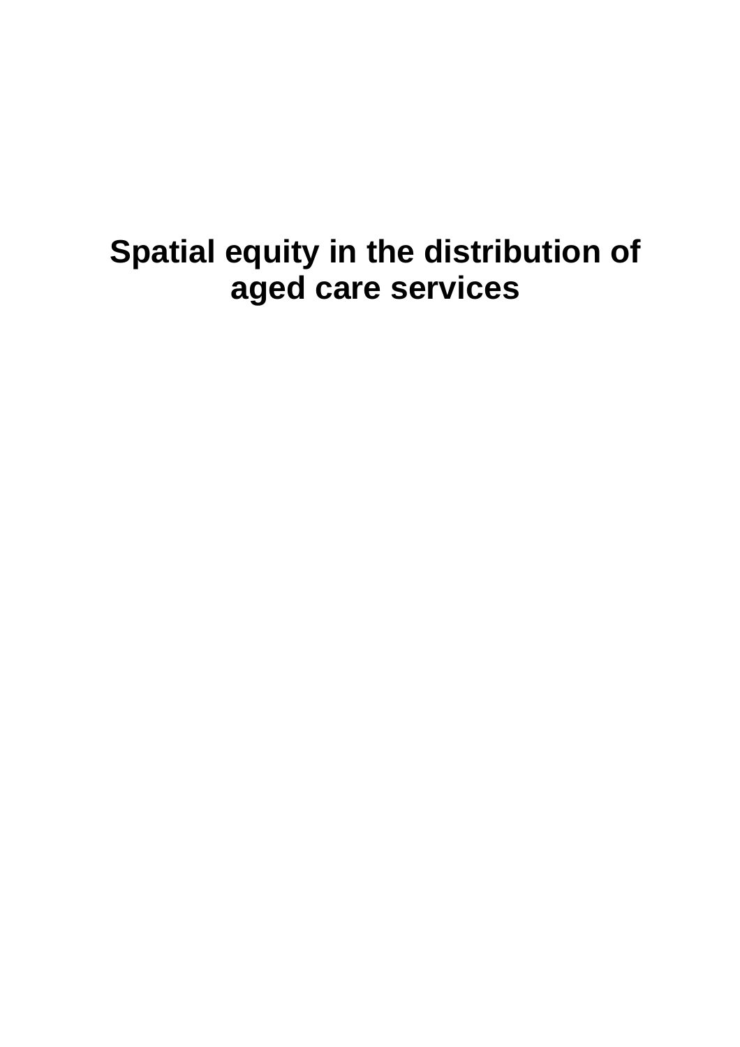# Spatial equity in the distribution of aged care services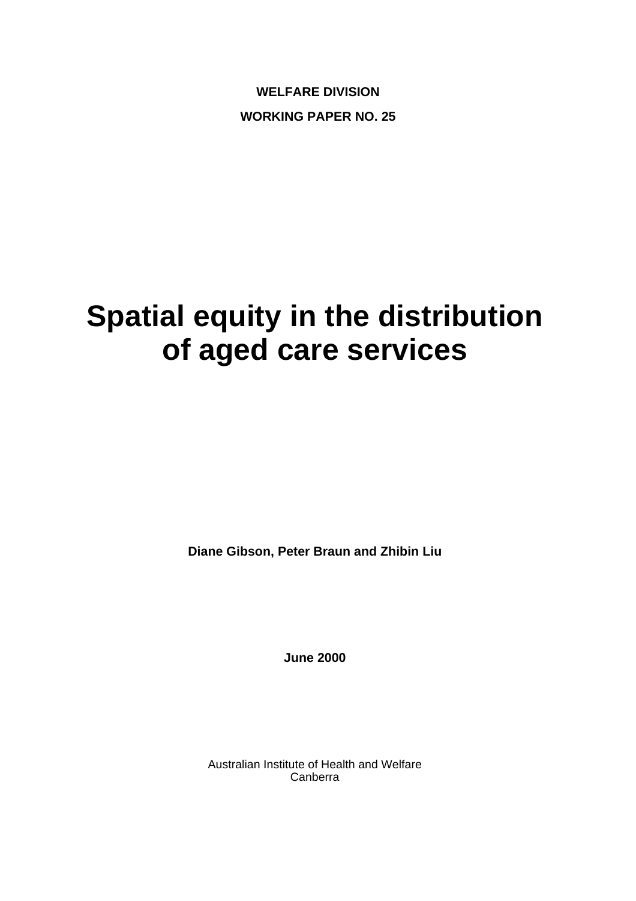**WELFARE DIVISION**

**WORKING PAPER NO. 25**

# Spatial equity in the distribution of aged care services

**Diane Gibson, Peter Braun and Zhibin Liu**

**June 2000**

Australian Institute of Health and Welfare
Canberra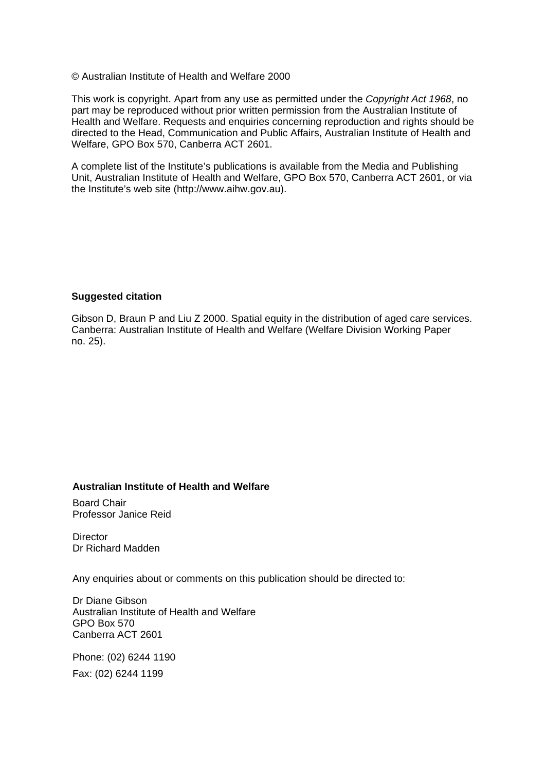© Australian Institute of Health and Welfare 2000

This work is copyright. Apart from any use as permitted under the *Copyright Act 1968*, no part may be reproduced without prior written permission from the Australian Institute of Health and Welfare. Requests and enquiries concerning reproduction and rights should be directed to the Head, Communication and Public Affairs, Australian Institute of Health and Welfare, GPO Box 570, Canberra ACT 2601.

A complete list of the Institute's publications is available from the Media and Publishing Unit, Australian Institute of Health and Welfare, GPO Box 570, Canberra ACT 2601, or via the Institute's web site (http://www.aihw.gov.au).

**Suggested citation**

Gibson D, Braun P and Liu Z 2000. Spatial equity in the distribution of aged care services. Canberra: Australian Institute of Health and Welfare (Welfare Division Working Paper no. 25).

**Australian Institute of Health and Welfare**

Board Chair
Professor Janice Reid

Director
Dr Richard Madden

Any enquiries about or comments on this publication should be directed to:

Dr Diane Gibson
Australian Institute of Health and Welfare
GPO Box 570
Canberra ACT 2601

Phone: (02) 6244 1190

Fax: (02) 6244 1199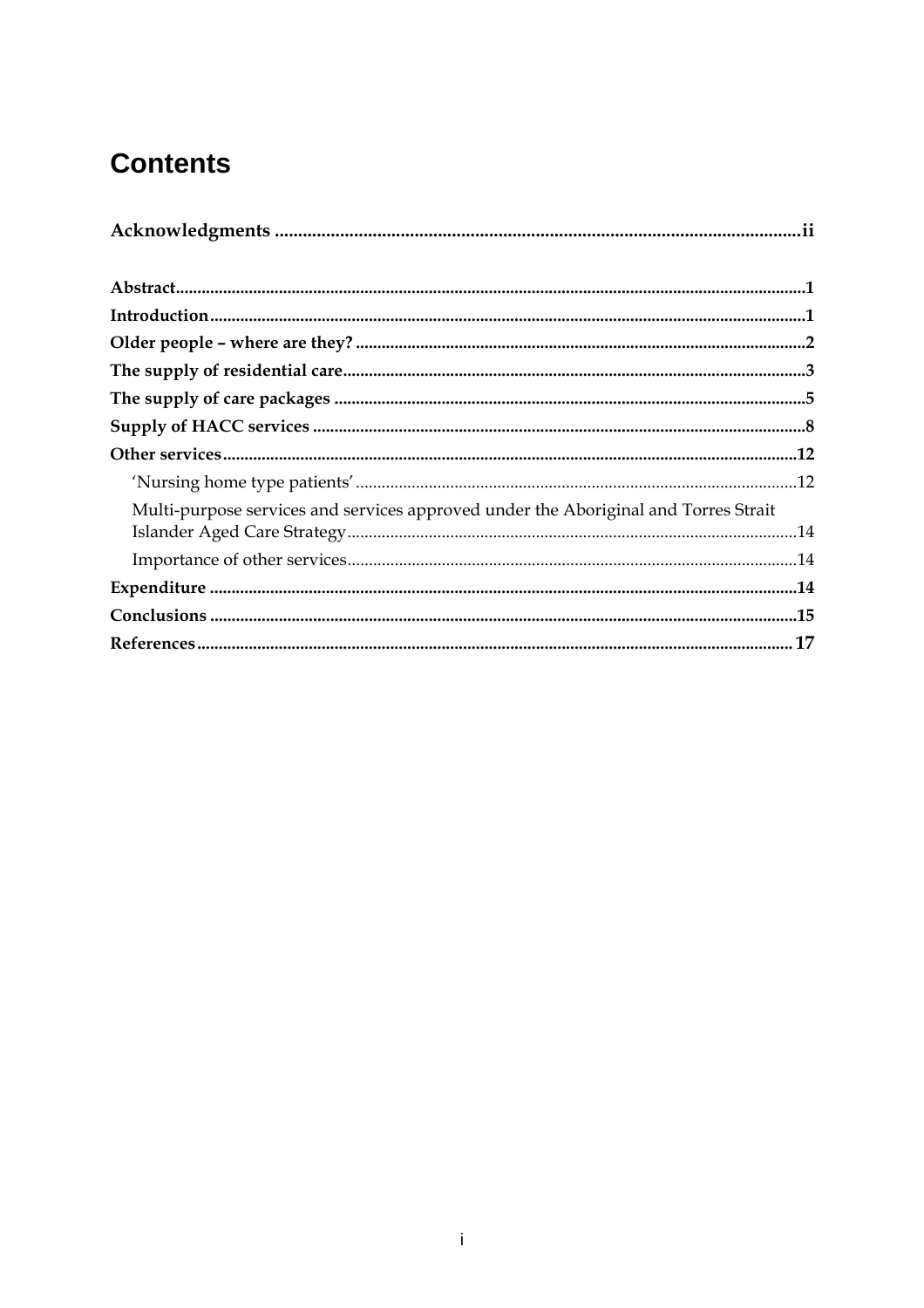# Contents

**Acknowledgments ................................................................................................ii**

**Abstract................................................................................................1**

**Introduction................................................................................................1**

**Older people – where are they? ................................................................................................2**

**The supply of residential care................................................................................................3**

**The supply of care packages ................................................................................................5**

**Supply of HACC services ................................................................................................8**

**Other services................................................................................................12**

- 'Nursing home type patients' ................................................................................................12
- Multi-purpose services and services approved under the Aboriginal and Torres Strait Islander Aged Care Strategy................................................................................................14
- Importance of other services................................................................................................14

**Expenditure ................................................................................................14**

**Conclusions ................................................................................................15**

**References................................................................................................17**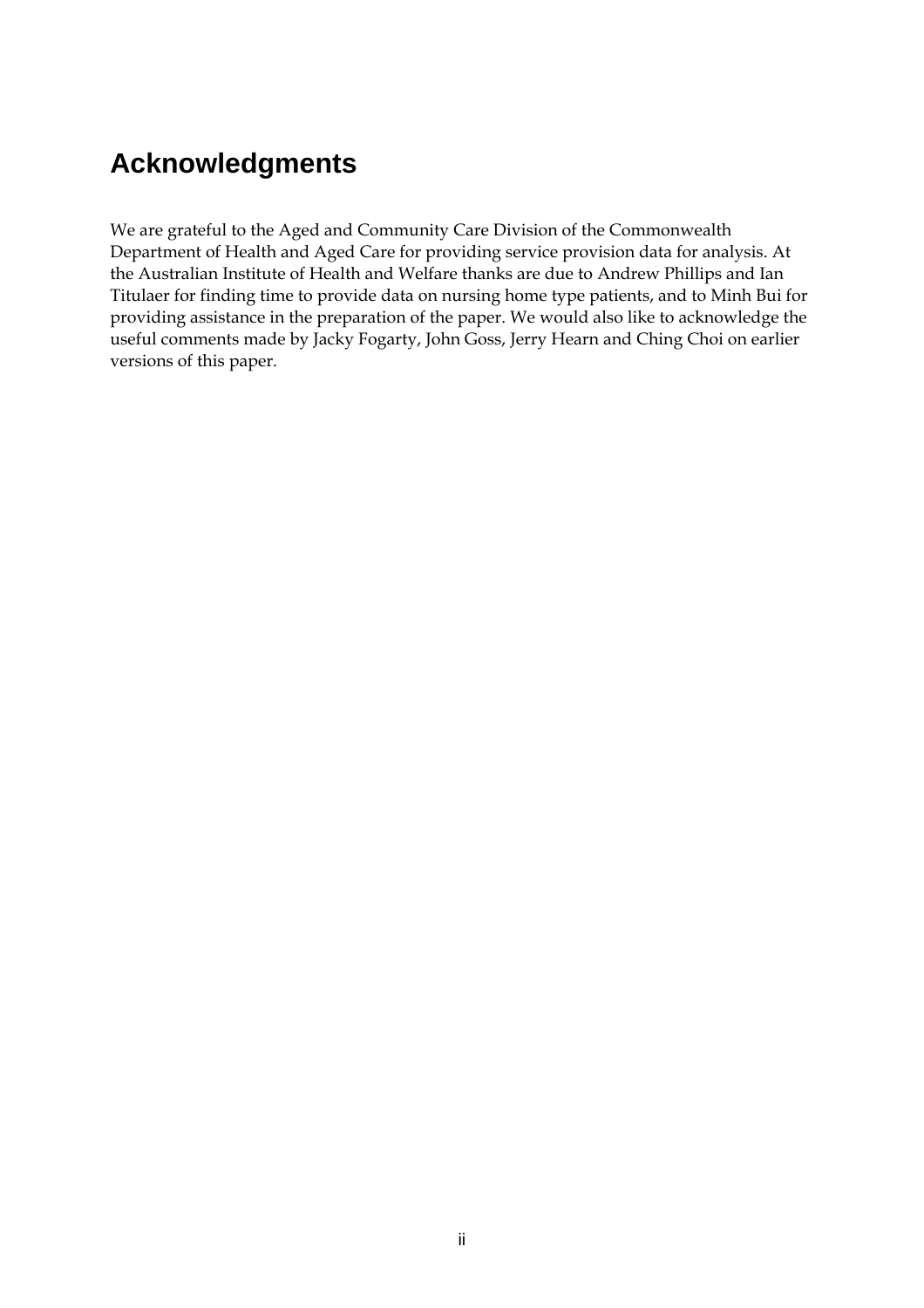# Acknowledgments

We are grateful to the Aged and Community Care Division of the Commonwealth Department of Health and Aged Care for providing service provision data for analysis. At the Australian Institute of Health and Welfare thanks are due to Andrew Phillips and Ian Titulaer for finding time to provide data on nursing home type patients, and to Minh Bui for providing assistance in the preparation of the paper. We would also like to acknowledge the useful comments made by Jacky Fogarty, John Goss, Jerry Hearn and Ching Choi on earlier versions of this paper.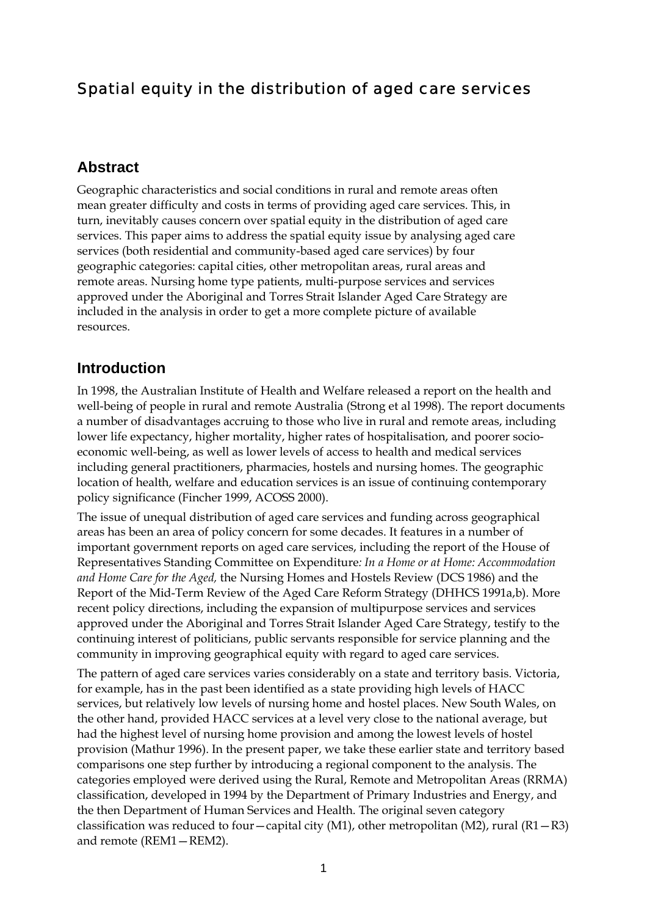# Spatial equity in the distribution of aged care services

## Abstract

Geographic characteristics and social conditions in rural and remote areas often mean greater difficulty and costs in terms of providing aged care services. This, in turn, inevitably causes concern over spatial equity in the distribution of aged care services. This paper aims to address the spatial equity issue by analysing aged care services (both residential and community-based aged care services) by four geographic categories: capital cities, other metropolitan areas, rural areas and remote areas. Nursing home type patients, multi-purpose services and services approved under the Aboriginal and Torres Strait Islander Aged Care Strategy are included in the analysis in order to get a more complete picture of available resources.

## Introduction

In 1998, the Australian Institute of Health and Welfare released a report on the health and well-being of people in rural and remote Australia (Strong et al 1998). The report documents a number of disadvantages accruing to those who live in rural and remote areas, including lower life expectancy, higher mortality, higher rates of hospitalisation, and poorer socio-economic well-being, as well as lower levels of access to health and medical services including general practitioners, pharmacies, hostels and nursing homes. The geographic location of health, welfare and education services is an issue of continuing contemporary policy significance (Fincher 1999, ACOSS 2000).

The issue of unequal distribution of aged care services and funding across geographical areas has been an area of policy concern for some decades. It features in a number of important government reports on aged care services, including the report of the House of Representatives Standing Committee on Expenditure*: In a Home or at Home: Accommodation and Home Care for the Aged,* the Nursing Homes and Hostels Review (DCS 1986) and the Report of the Mid-Term Review of the Aged Care Reform Strategy (DHHCS 1991a,b). More recent policy directions, including the expansion of multipurpose services and services approved under the Aboriginal and Torres Strait Islander Aged Care Strategy, testify to the continuing interest of politicians, public servants responsible for service planning and the community in improving geographical equity with regard to aged care services.

The pattern of aged care services varies considerably on a state and territory basis. Victoria, for example, has in the past been identified as a state providing high levels of HACC services, but relatively low levels of nursing home and hostel places. New South Wales, on the other hand, provided HACC services at a level very close to the national average, but had the highest level of nursing home provision and among the lowest levels of hostel provision (Mathur 1996). In the present paper, we take these earlier state and territory based comparisons one step further by introducing a regional component to the analysis. The categories employed were derived using the Rural, Remote and Metropolitan Areas (RRMA) classification, developed in 1994 by the Department of Primary Industries and Energy, and the then Department of Human Services and Health. The original seven category classification was reduced to four—capital city (M1), other metropolitan (M2), rural (R1—R3) and remote (REM1—REM2).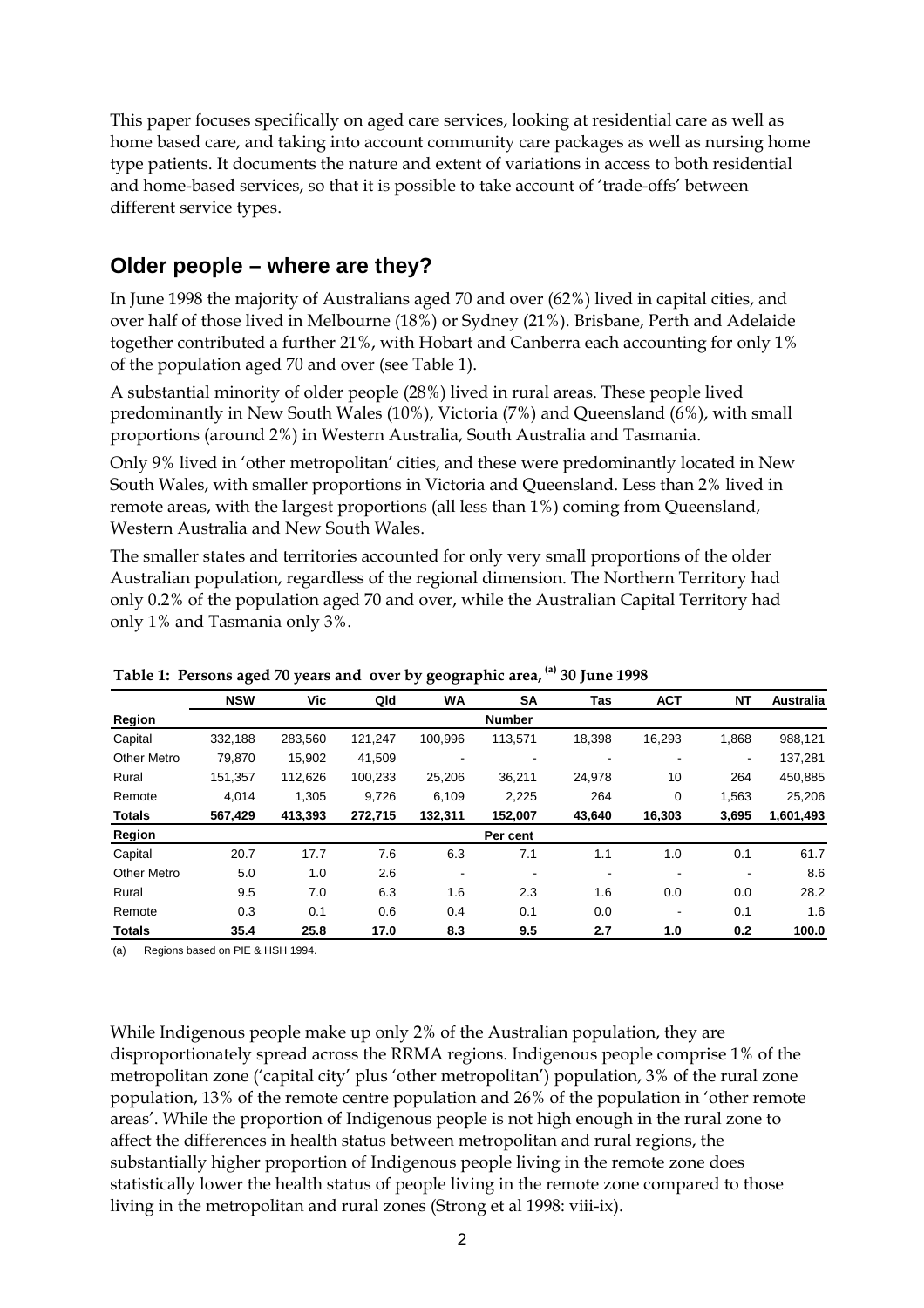This paper focuses specifically on aged care services, looking at residential care as well as home based care, and taking into account community care packages as well as nursing home type patients. It documents the nature and extent of variations in access to both residential and home-based services, so that it is possible to take account of 'trade-offs' between different service types.

## Older people – where are they?

In June 1998 the majority of Australians aged 70 and over (62%) lived in capital cities, and over half of those lived in Melbourne (18%) or Sydney (21%). Brisbane, Perth and Adelaide together contributed a further 21%, with Hobart and Canberra each accounting for only 1% of the population aged 70 and over (see Table 1).

A substantial minority of older people (28%) lived in rural areas. These people lived predominantly in New South Wales (10%), Victoria (7%) and Queensland (6%), with small proportions (around 2%) in Western Australia, South Australia and Tasmania.

Only 9% lived in 'other metropolitan' cities, and these were predominantly located in New South Wales, with smaller proportions in Victoria and Queensland. Less than 2% lived in remote areas, with the largest proportions (all less than 1%) coming from Queensland, Western Australia and New South Wales.

The smaller states and territories accounted for only very small proportions of the older Australian population, regardless of the regional dimension. The Northern Territory had only 0.2% of the population aged 70 and over, while the Australian Capital Territory had only 1% and Tasmania only 3%.

**Table 1: Persons aged 70 years and over by geographic area, [(a)] 30 June 1998**

| | NSW | Vic | Qld | WA | SA | Tas | ACT | NT | Australia |
|---|---|---|---|---|---|---|---|---|---|
| **Region** | | | | | **Number** | | | | |
| Capital | 332,188 | 283,560 | 121,247 | 100,996 | 113,571 | 18,398 | 16,293 | 1,868 | 988,121 |
| Other Metro | 79,870 | 15,902 | 41,509 | - | - | - | - | - | 137,281 |
| Rural | 151,357 | 112,626 | 100,233 | 25,206 | 36,211 | 24,978 | 10 | 264 | 450,885 |
| Remote | 4,014 | 1,305 | 9,726 | 6,109 | 2,225 | 264 | 0 | 1,563 | 25,206 |
| **Totals** | **567,429** | **413,393** | **272,715** | **132,311** | **152,007** | **43,640** | **16,303** | **3,695** | **1,601,493** |
| **Region** | | | | | **Per cent** | | | | |
| Capital | 20.7 | 17.7 | 7.6 | 6.3 | 7.1 | 1.1 | 1.0 | 0.1 | 61.7 |
| Other Metro | 5.0 | 1.0 | 2.6 | - | - | - | - | - | 8.6 |
| Rural | 9.5 | 7.0 | 6.3 | 1.6 | 2.3 | 1.6 | 0.0 | 0.0 | 28.2 |
| Remote | 0.3 | 0.1 | 0.6 | 0.4 | 0.1 | 0.0 | - | 0.1 | 1.6 |
| **Totals** | **35.4** | **25.8** | **17.0** | **8.3** | **9.5** | **2.7** | **1.0** | **0.2** | **100.0** |

(a) Regions based on PIE & HSH 1994.

While Indigenous people make up only 2% of the Australian population, they are disproportionately spread across the RRMA regions. Indigenous people comprise 1% of the metropolitan zone ('capital city' plus 'other metropolitan') population, 3% of the rural zone population, 13% of the remote centre population and 26% of the population in 'other remote areas'. While the proportion of Indigenous people is not high enough in the rural zone to affect the differences in health status between metropolitan and rural regions, the substantially higher proportion of Indigenous people living in the remote zone does statistically lower the health status of people living in the remote zone compared to those living in the metropolitan and rural zones (Strong et al 1998: viii-ix).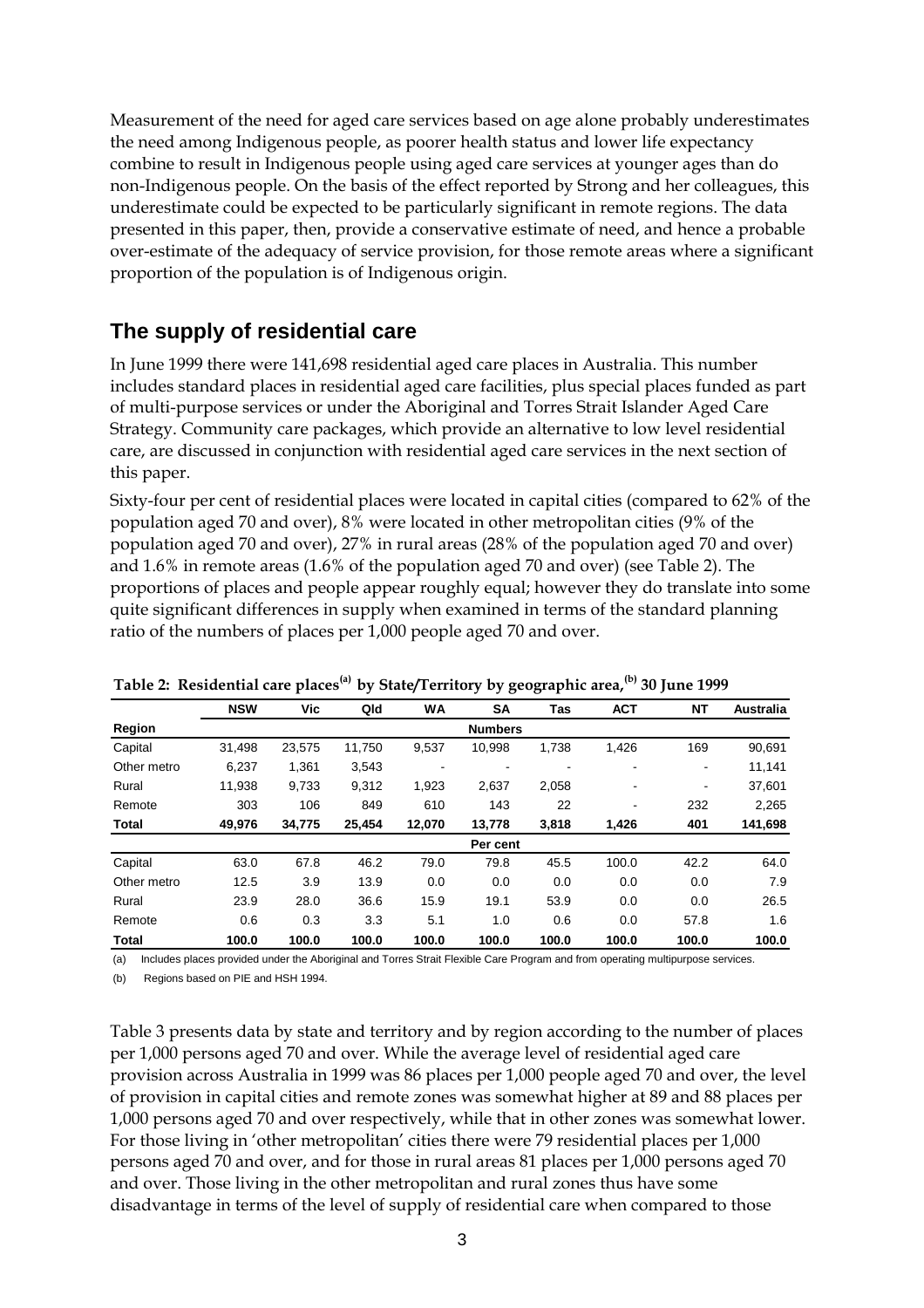Measurement of the need for aged care services based on age alone probably underestimates the need among Indigenous people, as poorer health status and lower life expectancy combine to result in Indigenous people using aged care services at younger ages than do non-Indigenous people. On the basis of the effect reported by Strong and her colleagues, this underestimate could be expected to be particularly significant in remote regions. The data presented in this paper, then, provide a conservative estimate of need, and hence a probable over-estimate of the adequacy of service provision, for those remote areas where a significant proportion of the population is of Indigenous origin.

## The supply of residential care

In June 1999 there were 141,698 residential aged care places in Australia. This number includes standard places in residential aged care facilities, plus special places funded as part of multi-purpose services or under the Aboriginal and Torres Strait Islander Aged Care Strategy. Community care packages, which provide an alternative to low level residential care, are discussed in conjunction with residential aged care services in the next section of this paper.

Sixty-four per cent of residential places were located in capital cities (compared to 62% of the population aged 70 and over), 8% were located in other metropolitan cities (9% of the population aged 70 and over), 27% in rural areas (28% of the population aged 70 and over) and 1.6% in remote areas (1.6% of the population aged 70 and over) (see Table 2). The proportions of places and people appear roughly equal; however they do translate into some quite significant differences in supply when examined in terms of the standard planning ratio of the numbers of places per 1,000 people aged 70 and over.

**Table 2: Residential care places[(a)] by State/Territory by geographic area,[(b)] 30 June 1999**

| | NSW | Vic | Qld | WA | SA | Tas | ACT | NT | Australia |
|---|---|---|---|---|---|---|---|---|---|
| **Region** | | | | | **Numbers** | | | | |
| Capital | 31,498 | 23,575 | 11,750 | 9,537 | 10,998 | 1,738 | 1,426 | 169 | 90,691 |
| Other metro | 6,237 | 1,361 | 3,543 | - | - | - | - | - | 11,141 |
| Rural | 11,938 | 9,733 | 9,312 | 1,923 | 2,637 | 2,058 | - | - | 37,601 |
| Remote | 303 | 106 | 849 | 610 | 143 | 22 | - | 232 | 2,265 |
| **Total** | **49,976** | **34,775** | **25,454** | **12,070** | **13,778** | **3,818** | **1,426** | **401** | **141,698** |
| | | | | | **Per cent** | | | | |
| Capital | 63.0 | 67.8 | 46.2 | 79.0 | 79.8 | 45.5 | 100.0 | 42.2 | 64.0 |
| Other metro | 12.5 | 3.9 | 13.9 | 0.0 | 0.0 | 0.0 | 0.0 | 0.0 | 7.9 |
| Rural | 23.9 | 28.0 | 36.6 | 15.9 | 19.1 | 53.9 | 0.0 | 0.0 | 26.5 |
| Remote | 0.6 | 0.3 | 3.3 | 5.1 | 1.0 | 0.6 | 0.0 | 57.8 | 1.6 |
| **Total** | **100.0** | **100.0** | **100.0** | **100.0** | **100.0** | **100.0** | **100.0** | **100.0** | **100.0** |

(a) Includes places provided under the Aboriginal and Torres Strait Flexible Care Program and from operating multipurpose services.

(b) Regions based on PIE and HSH 1994.

Table 3 presents data by state and territory and by region according to the number of places per 1,000 persons aged 70 and over. While the average level of residential aged care provision across Australia in 1999 was 86 places per 1,000 people aged 70 and over, the level of provision in capital cities and remote zones was somewhat higher at 89 and 88 places per 1,000 persons aged 70 and over respectively, while that in other zones was somewhat lower. For those living in 'other metropolitan' cities there were 79 residential places per 1,000 persons aged 70 and over, and for those in rural areas 81 places per 1,000 persons aged 70 and over. Those living in the other metropolitan and rural zones thus have some disadvantage in terms of the level of supply of residential care when compared to those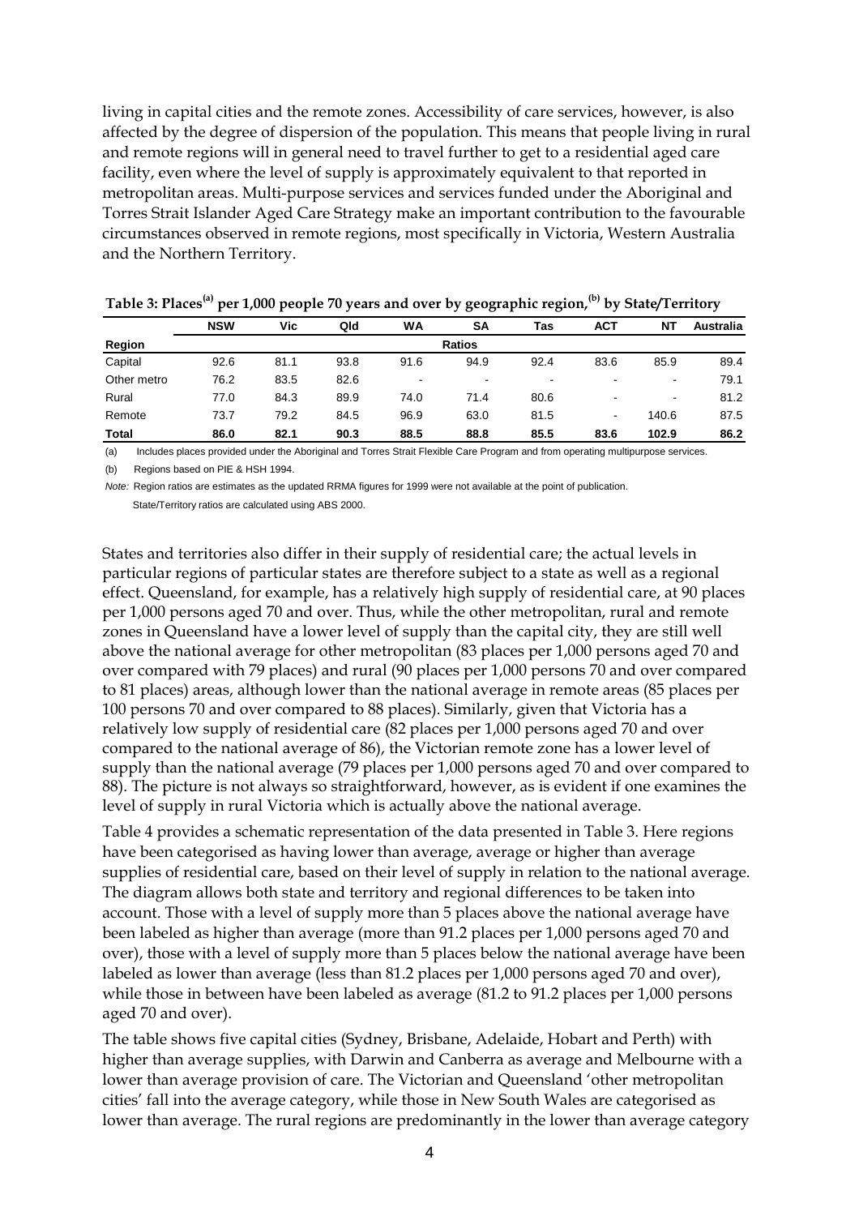living in capital cities and the remote zones. Accessibility of care services, however, is also affected by the degree of dispersion of the population. This means that people living in rural and remote regions will in general need to travel further to get to a residential aged care facility, even where the level of supply is approximately equivalent to that reported in metropolitan areas. Multi-purpose services and services funded under the Aboriginal and Torres Strait Islander Aged Care Strategy make an important contribution to the favourable circumstances observed in remote regions, most specifically in Victoria, Western Australia and the Northern Territory.

**Table 3: Places[(a)] per 1,000 people 70 years and over by geographic region,[(b)] by State/Territory**

| | NSW | Vic | Qld | WA | SA | Tas | ACT | NT | Australia |
|---|---|---|---|---|---|---|---|---|---|
| **Region** | | | | | **Ratios** | | | | |
| Capital | 92.6 | 81.1 | 93.8 | 91.6 | 94.9 | 92.4 | 83.6 | 85.9 | 89.4 |
| Other metro | 76.2 | 83.5 | 82.6 | - | - | - | - | - | 79.1 |
| Rural | 77.0 | 84.3 | 89.9 | 74.0 | 71.4 | 80.6 | - | - | 81.2 |
| Remote | 73.7 | 79.2 | 84.5 | 96.9 | 63.0 | 81.5 | - | 140.6 | 87.5 |
| **Total** | **86.0** | **82.1** | **90.3** | **88.5** | **88.8** | **85.5** | **83.6** | **102.9** | **86.2** |

(a) Includes places provided under the Aboriginal and Torres Strait Flexible Care Program and from operating multipurpose services.

(b) Regions based on PIE & HSH 1994.

*Note:* Region ratios are estimates as the updated RRMA figures for 1999 were not available at the point of publication.
State/Territory ratios are calculated using ABS 2000.

States and territories also differ in their supply of residential care; the actual levels in particular regions of particular states are therefore subject to a state as well as a regional effect. Queensland, for example, has a relatively high supply of residential care, at 90 places per 1,000 persons aged 70 and over. Thus, while the other metropolitan, rural and remote zones in Queensland have a lower level of supply than the capital city, they are still well above the national average for other metropolitan (83 places per 1,000 persons aged 70 and over compared with 79 places) and rural (90 places per 1,000 persons 70 and over compared to 81 places) areas, although lower than the national average in remote areas (85 places per 100 persons 70 and over compared to 88 places). Similarly, given that Victoria has a relatively low supply of residential care (82 places per 1,000 persons aged 70 and over compared to the national average of 86), the Victorian remote zone has a lower level of supply than the national average (79 places per 1,000 persons aged 70 and over compared to 88). The picture is not always so straightforward, however, as is evident if one examines the level of supply in rural Victoria which is actually above the national average.

Table 4 provides a schematic representation of the data presented in Table 3. Here regions have been categorised as having lower than average, average or higher than average supplies of residential care, based on their level of supply in relation to the national average. The diagram allows both state and territory and regional differences to be taken into account. Those with a level of supply more than 5 places above the national average have been labeled as higher than average (more than 91.2 places per 1,000 persons aged 70 and over), those with a level of supply more than 5 places below the national average have been labeled as lower than average (less than 81.2 places per 1,000 persons aged 70 and over), while those in between have been labeled as average (81.2 to 91.2 places per 1,000 persons aged 70 and over).

The table shows five capital cities (Sydney, Brisbane, Adelaide, Hobart and Perth) with higher than average supplies, with Darwin and Canberra as average and Melbourne with a lower than average provision of care. The Victorian and Queensland 'other metropolitan cities' fall into the average category, while those in New South Wales are categorised as lower than average. The rural regions are predominantly in the lower than average category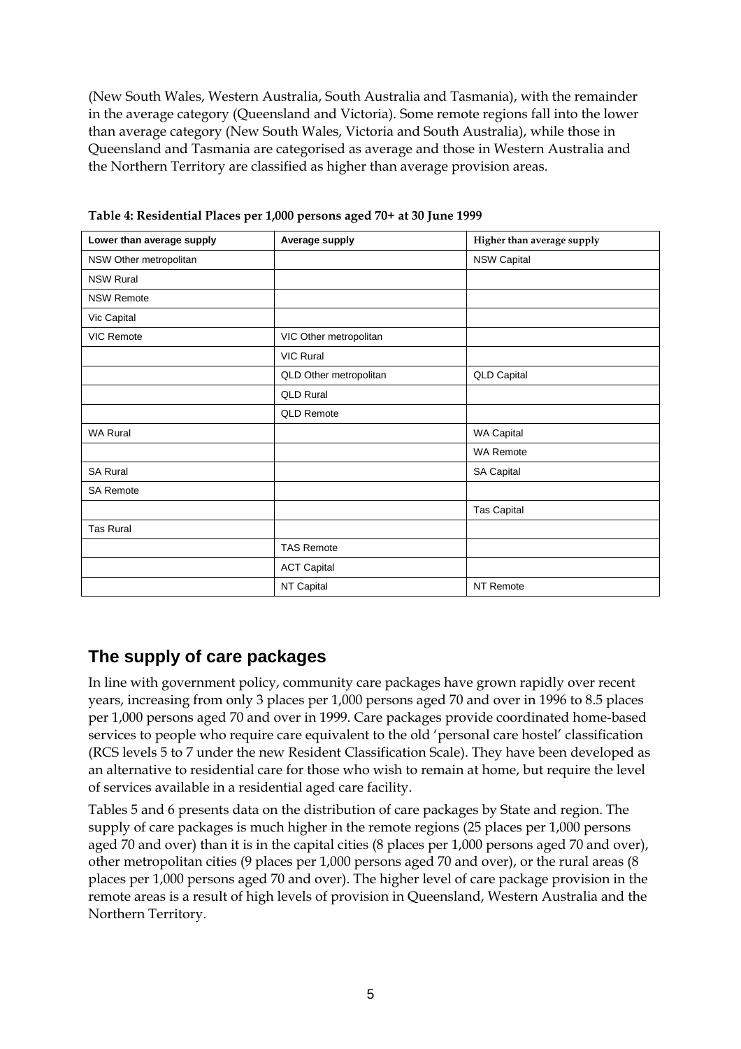(New South Wales, Western Australia, South Australia and Tasmania), with the remainder in the average category (Queensland and Victoria). Some remote regions fall into the lower than average category (New South Wales, Victoria and South Australia), while those in Queensland and Tasmania are categorised as average and those in Western Australia and the Northern Territory are classified as higher than average provision areas.

**Table 4: Residential Places per 1,000 persons aged 70+ at 30 June 1999**

| Lower than average supply | Average supply | Higher than average supply |
|---|---|---|
| NSW Other metropolitan | | NSW Capital |
| NSW Rural | | |
| NSW Remote | | |
| Vic Capital | | |
| VIC Remote | VIC Other metropolitan | |
| | VIC Rural | |
| | QLD Other metropolitan | QLD Capital |
| | QLD Rural | |
| | QLD Remote | |
| WA Rural | | WA Capital |
| | | WA Remote |
| SA Rural | | SA Capital |
| SA Remote | | |
| | | Tas Capital |
| Tas Rural | | |
| | TAS Remote | |
| | ACT Capital | |
| | NT Capital | NT Remote |

## The supply of care packages

In line with government policy, community care packages have grown rapidly over recent years, increasing from only 3 places per 1,000 persons aged 70 and over in 1996 to 8.5 places per 1,000 persons aged 70 and over in 1999. Care packages provide coordinated home-based services to people who require care equivalent to the old 'personal care hostel' classification (RCS levels 5 to 7 under the new Resident Classification Scale). They have been developed as an alternative to residential care for those who wish to remain at home, but require the level of services available in a residential aged care facility.

Tables 5 and 6 presents data on the distribution of care packages by State and region. The supply of care packages is much higher in the remote regions (25 places per 1,000 persons aged 70 and over) than it is in the capital cities (8 places per 1,000 persons aged 70 and over), other metropolitan cities (9 places per 1,000 persons aged 70 and over), or the rural areas (8 places per 1,000 persons aged 70 and over). The higher level of care package provision in the remote areas is a result of high levels of provision in Queensland, Western Australia and the Northern Territory.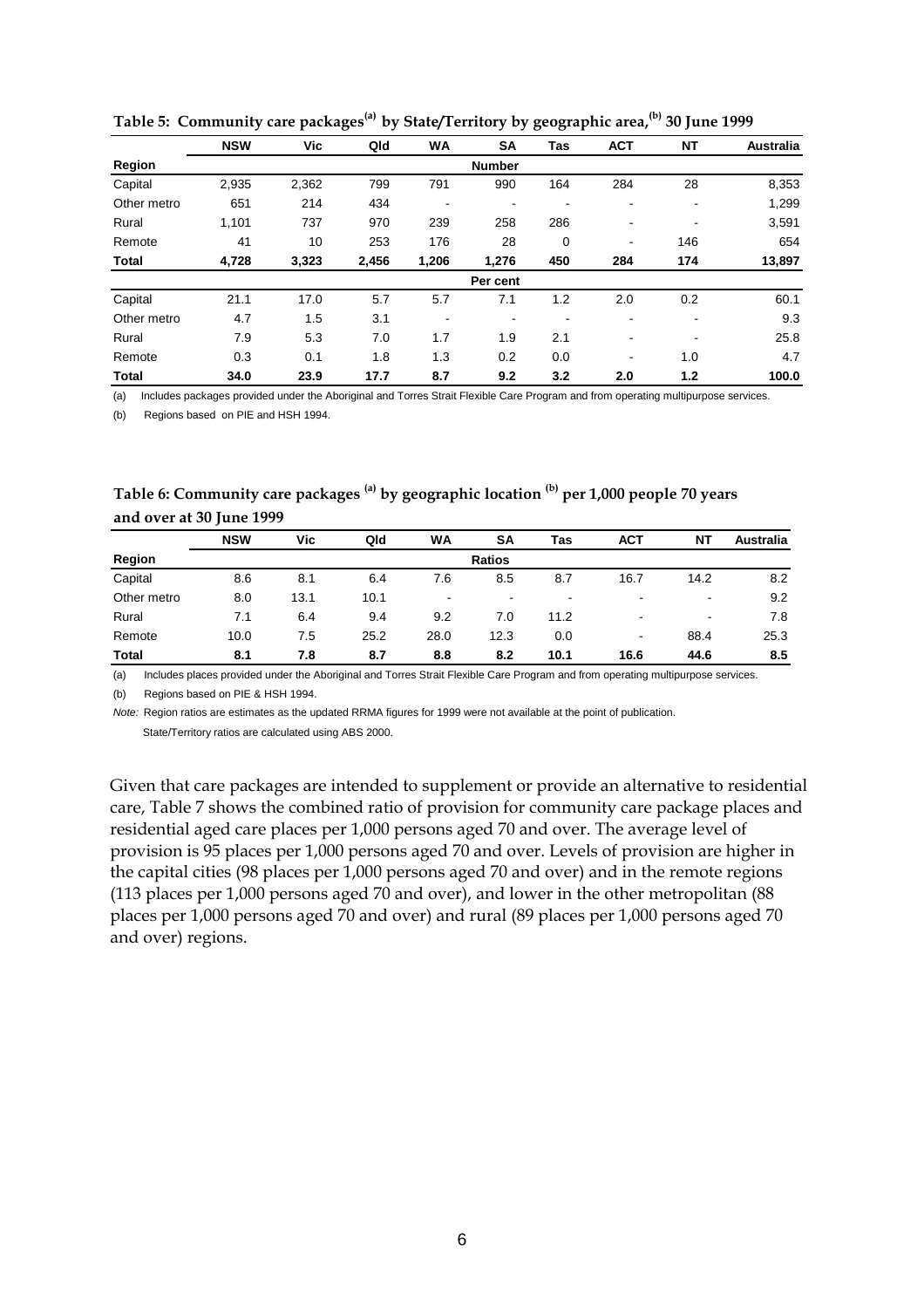**Table 5: Community care packages[(a)] by State/Territory by geographic area,[(b)] 30 June 1999**

| | NSW | Vic | Qld | WA | SA | Tas | ACT | NT | Australia |
|---|---|---|---|---|---|---|---|---|---|
| **Region** | | | | | **Number** | | | | |
| Capital | 2,935 | 2,362 | 799 | 791 | 990 | 164 | 284 | 28 | 8,353 |
| Other metro | 651 | 214 | 434 | - | - | - | - | - | 1,299 |
| Rural | 1,101 | 737 | 970 | 239 | 258 | 286 | - | - | 3,591 |
| Remote | 41 | 10 | 253 | 176 | 28 | 0 | - | 146 | 654 |
| **Total** | **4,728** | **3,323** | **2,456** | **1,206** | **1,276** | **450** | **284** | **174** | **13,897** |
| | | | | | **Per cent** | | | | |
| Capital | 21.1 | 17.0 | 5.7 | 5.7 | 7.1 | 1.2 | 2.0 | 0.2 | 60.1 |
| Other metro | 4.7 | 1.5 | 3.1 | - | - | - | - | - | 9.3 |
| Rural | 7.9 | 5.3 | 7.0 | 1.7 | 1.9 | 2.1 | - | - | 25.8 |
| Remote | 0.3 | 0.1 | 1.8 | 1.3 | 0.2 | 0.0 | - | 1.0 | 4.7 |
| **Total** | **34.0** | **23.9** | **17.7** | **8.7** | **9.2** | **3.2** | **2.0** | **1.2** | **100.0** |

(a) Includes packages provided under the Aboriginal and Torres Strait Flexible Care Program and from operating multipurpose services.

(b) Regions based on PIE and HSH 1994.

**Table 6: Community care packages [(a)] by geographic location [(b)] per 1,000 people 70 years and over at 30 June 1999**

| | NSW | Vic | Qld | WA | SA | Tas | ACT | NT | Australia |
|---|---|---|---|---|---|---|---|---|---|
| **Region** | | | | | **Ratios** | | | | |
| Capital | 8.6 | 8.1 | 6.4 | 7.6 | 8.5 | 8.7 | 16.7 | 14.2 | 8.2 |
| Other metro | 8.0 | 13.1 | 10.1 | - | - | - | - | - | 9.2 |
| Rural | 7.1 | 6.4 | 9.4 | 9.2 | 7.0 | 11.2 | - | - | 7.8 |
| Remote | 10.0 | 7.5 | 25.2 | 28.0 | 12.3 | 0.0 | - | 88.4 | 25.3 |
| **Total** | **8.1** | **7.8** | **8.7** | **8.8** | **8.2** | **10.1** | **16.6** | **44.6** | **8.5** |

(a) Includes places provided under the Aboriginal and Torres Strait Flexible Care Program and from operating multipurpose services.

(b) Regions based on PIE & HSH 1994.

*Note:* Region ratios are estimates as the updated RRMA figures for 1999 were not available at the point of publication.
State/Territory ratios are calculated using ABS 2000.

Given that care packages are intended to supplement or provide an alternative to residential care, Table 7 shows the combined ratio of provision for community care package places and residential aged care places per 1,000 persons aged 70 and over. The average level of provision is 95 places per 1,000 persons aged 70 and over. Levels of provision are higher in the capital cities (98 places per 1,000 persons aged 70 and over) and in the remote regions (113 places per 1,000 persons aged 70 and over), and lower in the other metropolitan (88 places per 1,000 persons aged 70 and over) and rural (89 places per 1,000 persons aged 70 and over) regions.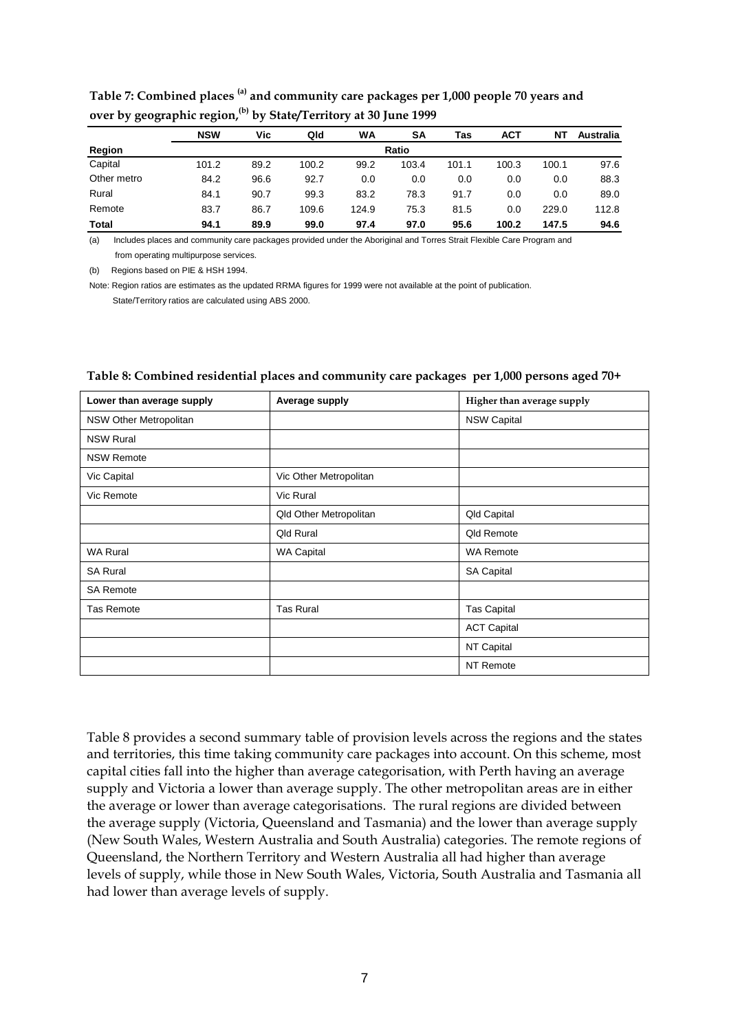**Table 7: Combined places [(a)] and community care packages per 1,000 people 70 years and over by geographic region,[(b)] by State/Territory at 30 June 1999**

| Region | NSW | Vic | Qld | WA | SA | Tas | ACT | NT | Australia |
|---|---|---|---|---|---|---|---|---|---|
| | | | | | Ratio | | | | |
| Capital | 101.2 | 89.2 | 100.2 | 99.2 | 103.4 | 101.1 | 100.3 | 100.1 | 97.6 |
| Other metro | 84.2 | 96.6 | 92.7 | 0.0 | 0.0 | 0.0 | 0.0 | 0.0 | 88.3 |
| Rural | 84.1 | 90.7 | 99.3 | 83.2 | 78.3 | 91.7 | 0.0 | 0.0 | 89.0 |
| Remote | 83.7 | 86.7 | 109.6 | 124.9 | 75.3 | 81.5 | 0.0 | 229.0 | 112.8 |
| **Total** | **94.1** | **89.9** | **99.0** | **97.4** | **97.0** | **95.6** | **100.2** | **147.5** | **94.6** |

(a) Includes places and community care packages provided under the Aboriginal and Torres Strait Flexible Care Program and from operating multipurpose services.

(b) Regions based on PIE & HSH 1994.

Note: Region ratios are estimates as the updated RRMA figures for 1999 were not available at the point of publication. State/Territory ratios are calculated using ABS 2000.

**Table 8: Combined residential places and community care packages per 1,000 persons aged 70+**

| Lower than average supply | Average supply | Higher than average supply |
|---|---|---|
| NSW Other Metropolitan | | NSW Capital |
| NSW Rural | | |
| NSW Remote | | |
| Vic Capital | Vic Other Metropolitan | |
| Vic Remote | Vic Rural | |
| | Qld Other Metropolitan | Qld Capital |
| | Qld Rural | Qld Remote |
| WA Rural | WA Capital | WA Remote |
| SA Rural | | SA Capital |
| SA Remote | | |
| Tas Remote | Tas Rural | Tas Capital |
| | | ACT Capital |
| | | NT Capital |
| | | NT Remote |

Table 8 provides a second summary table of provision levels across the regions and the states and territories, this time taking community care packages into account. On this scheme, most capital cities fall into the higher than average categorisation, with Perth having an average supply and Victoria a lower than average supply. The other metropolitan areas are in either the average or lower than average categorisations. The rural regions are divided between the average supply (Victoria, Queensland and Tasmania) and the lower than average supply (New South Wales, Western Australia and South Australia) categories. The remote regions of Queensland, the Northern Territory and Western Australia all had higher than average levels of supply, while those in New South Wales, Victoria, South Australia and Tasmania all had lower than average levels of supply.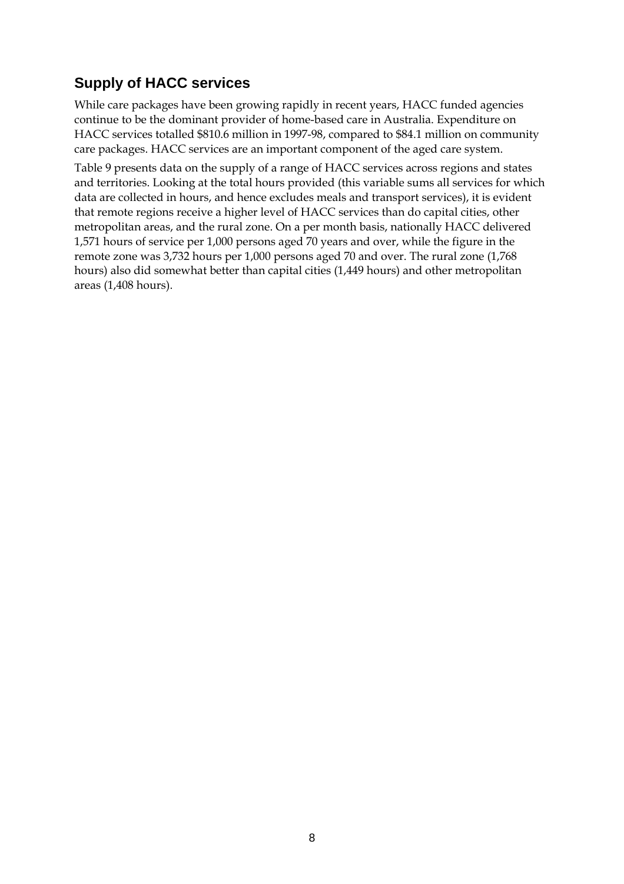## Supply of HACC services

While care packages have been growing rapidly in recent years, HACC funded agencies continue to be the dominant provider of home-based care in Australia. Expenditure on HACC services totalled $810.6 million in 1997-98, compared to $84.1 million on community care packages. HACC services are an important component of the aged care system.

Table 9 presents data on the supply of a range of HACC services across regions and states and territories. Looking at the total hours provided (this variable sums all services for which data are collected in hours, and hence excludes meals and transport services), it is evident that remote regions receive a higher level of HACC services than do capital cities, other metropolitan areas, and the rural zone. On a per month basis, nationally HACC delivered 1,571 hours of service per 1,000 persons aged 70 years and over, while the figure in the remote zone was 3,732 hours per 1,000 persons aged 70 and over. The rural zone (1,768 hours) also did somewhat better than capital cities (1,449 hours) and other metropolitan areas (1,408 hours).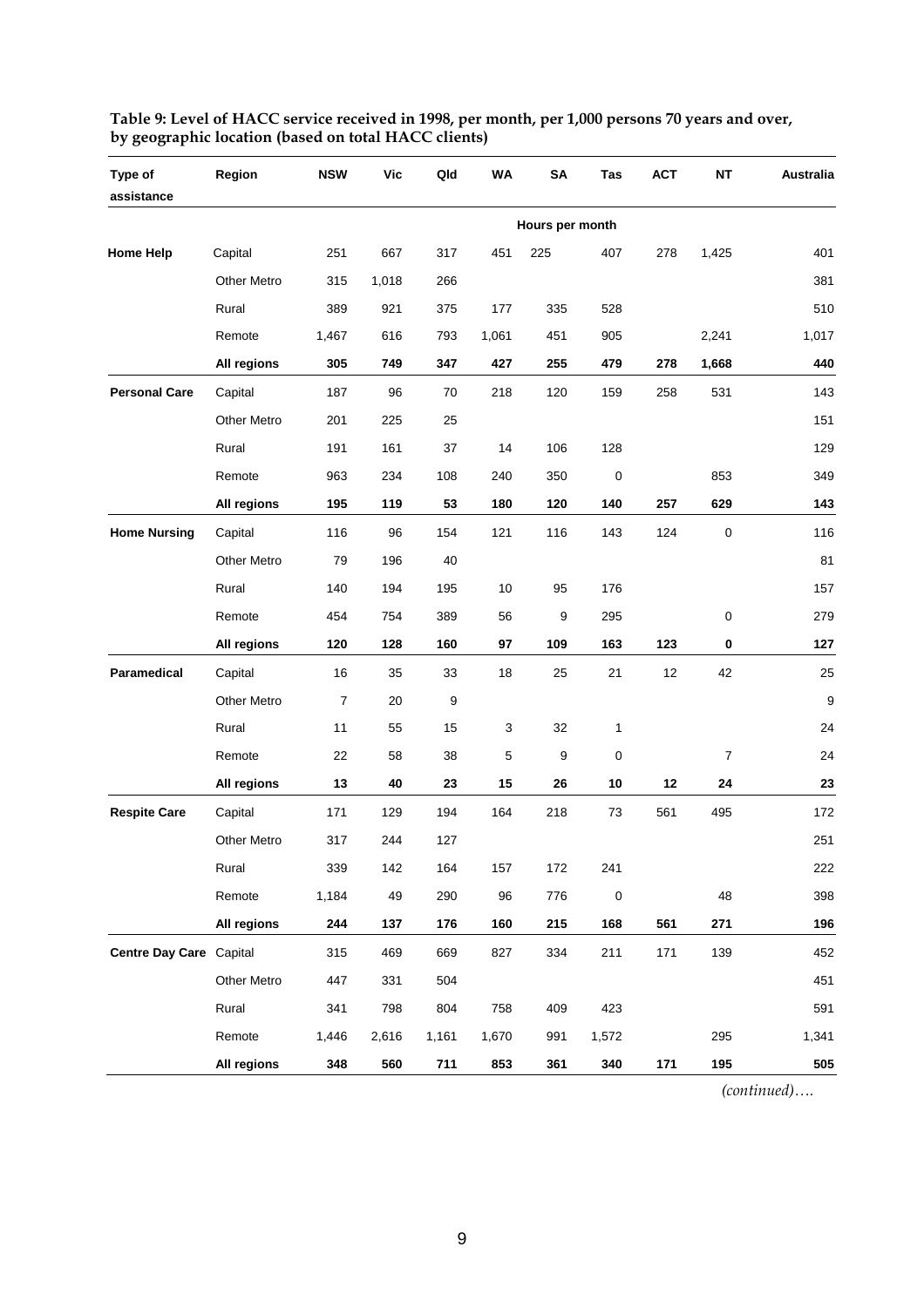**Table 9: Level of HACC service received in 1998, per month, per 1,000 persons 70 years and over, by geographic location (based on total HACC clients)**

| Type of assistance | Region | NSW | Vic | Qld | WA | SA | Tas | ACT | NT | Australia |
|---|---|---|---|---|---|---|---|---|---|---|
| | | | | | | Hours per month | | | | |
| **Home Help** | Capital | 251 | 667 | 317 | 451 | 225 | 407 | 278 | 1,425 | 401 |
| | Other Metro | 315 | 1,018 | 266 | | | | | | 381 |
| | Rural | 389 | 921 | 375 | 177 | 335 | 528 | | | 510 |
| | Remote | 1,467 | 616 | 793 | 1,061 | 451 | 905 | | 2,241 | 1,017 |
| | **All regions** | **305** | **749** | **347** | **427** | **255** | **479** | **278** | **1,668** | **440** |
| **Personal Care** | Capital | 187 | 96 | 70 | 218 | 120 | 159 | 258 | 531 | 143 |
| | Other Metro | 201 | 225 | 25 | | | | | | 151 |
| | Rural | 191 | 161 | 37 | 14 | 106 | 128 | | | 129 |
| | Remote | 963 | 234 | 108 | 240 | 350 | 0 | | 853 | 349 |
| | **All regions** | **195** | **119** | **53** | **180** | **120** | **140** | **257** | **629** | **143** |
| **Home Nursing** | Capital | 116 | 96 | 154 | 121 | 116 | 143 | 124 | 0 | 116 |
| | Other Metro | 79 | 196 | 40 | | | | | | 81 |
| | Rural | 140 | 194 | 195 | 10 | 95 | 176 | | | 157 |
| | Remote | 454 | 754 | 389 | 56 | 9 | 295 | | 0 | 279 |
| | **All regions** | **120** | **128** | **160** | **97** | **109** | **163** | **123** | **0** | **127** |
| **Paramedical** | Capital | 16 | 35 | 33 | 18 | 25 | 21 | 12 | 42 | 25 |
| | Other Metro | 7 | 20 | 9 | | | | | | 9 |
| | Rural | 11 | 55 | 15 | 3 | 32 | 1 | | | 24 |
| | Remote | 22 | 58 | 38 | 5 | 9 | 0 | | 7 | 24 |
| | **All regions** | **13** | **40** | **23** | **15** | **26** | **10** | **12** | **24** | **23** |
| **Respite Care** | Capital | 171 | 129 | 194 | 164 | 218 | 73 | 561 | 495 | 172 |
| | Other Metro | 317 | 244 | 127 | | | | | | 251 |
| | Rural | 339 | 142 | 164 | 157 | 172 | 241 | | | 222 |
| | Remote | 1,184 | 49 | 290 | 96 | 776 | 0 | | 48 | 398 |
| | **All regions** | **244** | **137** | **176** | **160** | **215** | **168** | **561** | **271** | **196** |
| **Centre Day Care** | Capital | 315 | 469 | 669 | 827 | 334 | 211 | 171 | 139 | 452 |
| | Other Metro | 447 | 331 | 504 | | | | | | 451 |
| | Rural | 341 | 798 | 804 | 758 | 409 | 423 | | | 591 |
| | Remote | 1,446 | 2,616 | 1,161 | 1,670 | 991 | 1,572 | | 295 | 1,341 |
| | **All regions** | **348** | **560** | **711** | **853** | **361** | **340** | **171** | **195** | **505** |

*(continued)….*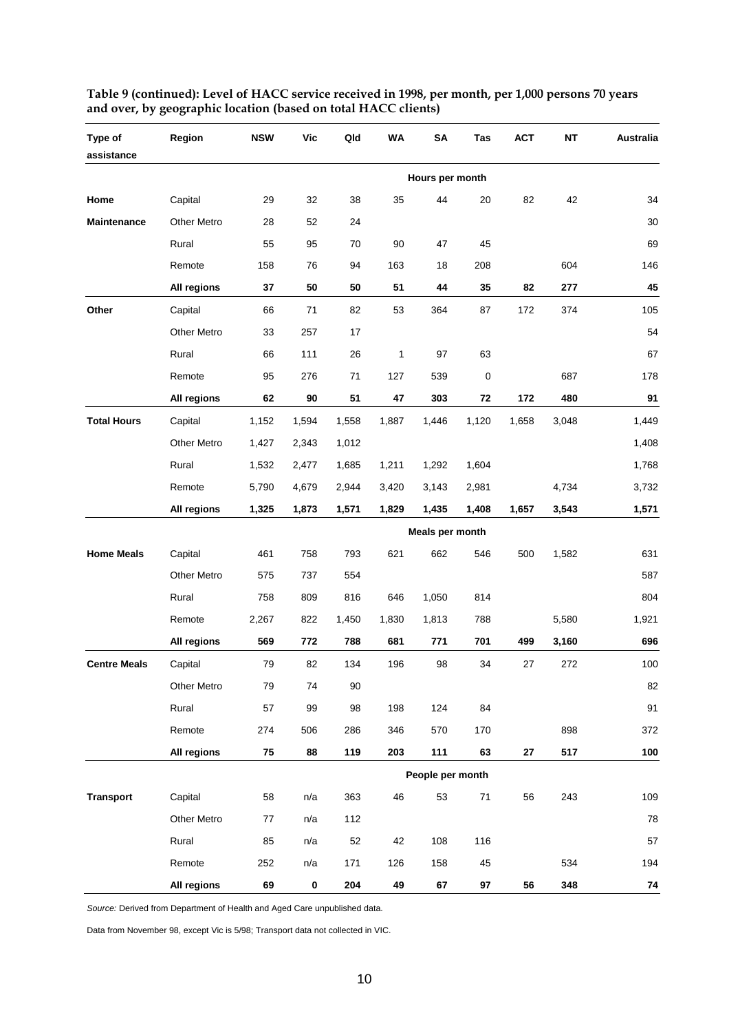**Table 9 (continued): Level of HACC service received in 1998, per month, per 1,000 persons 70 years and over, by geographic location (based on total HACC clients)**

| Type of assistance | Region | NSW | Vic | Qld | WA | SA | Tas | ACT | NT | Australia |
|---|---|---|---|---|---|---|---|---|---|---|
| | | | | | | Hours per month | | | | |
| **Home Maintenance** | Capital | 29 | 32 | 38 | 35 | 44 | 20 | 82 | 42 | 34 |
| | Other Metro | 28 | 52 | 24 | | | | | | 30 |
| | Rural | 55 | 95 | 70 | 90 | 47 | 45 | | | 69 |
| | Remote | 158 | 76 | 94 | 163 | 18 | 208 | | 604 | 146 |
| | **All regions** | **37** | **50** | **50** | **51** | **44** | **35** | **82** | **277** | **45** |
| **Other** | Capital | 66 | 71 | 82 | 53 | 364 | 87 | 172 | 374 | 105 |
| | Other Metro | 33 | 257 | 17 | | | | | | 54 |
| | Rural | 66 | 111 | 26 | 1 | 97 | 63 | | | 67 |
| | Remote | 95 | 276 | 71 | 127 | 539 | 0 | | 687 | 178 |
| | **All regions** | **62** | **90** | **51** | **47** | **303** | **72** | **172** | **480** | **91** |
| **Total Hours** | Capital | 1,152 | 1,594 | 1,558 | 1,887 | 1,446 | 1,120 | 1,658 | 3,048 | 1,449 |
| | Other Metro | 1,427 | 2,343 | 1,012 | | | | | | 1,408 |
| | Rural | 1,532 | 2,477 | 1,685 | 1,211 | 1,292 | 1,604 | | | 1,768 |
| | Remote | 5,790 | 4,679 | 2,944 | 3,420 | 3,143 | 2,981 | | 4,734 | 3,732 |
| | **All regions** | **1,325** | **1,873** | **1,571** | **1,829** | **1,435** | **1,408** | **1,657** | **3,543** | **1,571** |
| | | | | | | Meals per month | | | | |
| **Home Meals** | Capital | 461 | 758 | 793 | 621 | 662 | 546 | 500 | 1,582 | 631 |
| | Other Metro | 575 | 737 | 554 | | | | | | 587 |
| | Rural | 758 | 809 | 816 | 646 | 1,050 | 814 | | | 804 |
| | Remote | 2,267 | 822 | 1,450 | 1,830 | 1,813 | 788 | | 5,580 | 1,921 |
| | **All regions** | **569** | **772** | **788** | **681** | **771** | **701** | **499** | **3,160** | **696** |
| **Centre Meals** | Capital | 79 | 82 | 134 | 196 | 98 | 34 | 27 | 272 | 100 |
| | Other Metro | 79 | 74 | 90 | | | | | | 82 |
| | Rural | 57 | 99 | 98 | 198 | 124 | 84 | | | 91 |
| | Remote | 274 | 506 | 286 | 346 | 570 | 170 | | 898 | 372 |
| | **All regions** | **75** | **88** | **119** | **203** | **111** | **63** | **27** | **517** | **100** |
| | | | | | | People per month | | | | |
| **Transport** | Capital | 58 | n/a | 363 | 46 | 53 | 71 | 56 | 243 | 109 |
| | Other Metro | 77 | n/a | 112 | | | | | | 78 |
| | Rural | 85 | n/a | 52 | 42 | 108 | 116 | | | 57 |
| | Remote | 252 | n/a | 171 | 126 | 158 | 45 | | 534 | 194 |
| | **All regions** | **69** | **0** | **204** | **49** | **67** | **97** | **56** | **348** | **74** |

*Source:* Derived from Department of Health and Aged Care unpublished data.

Data from November 98, except Vic is 5/98; Transport data not collected in VIC.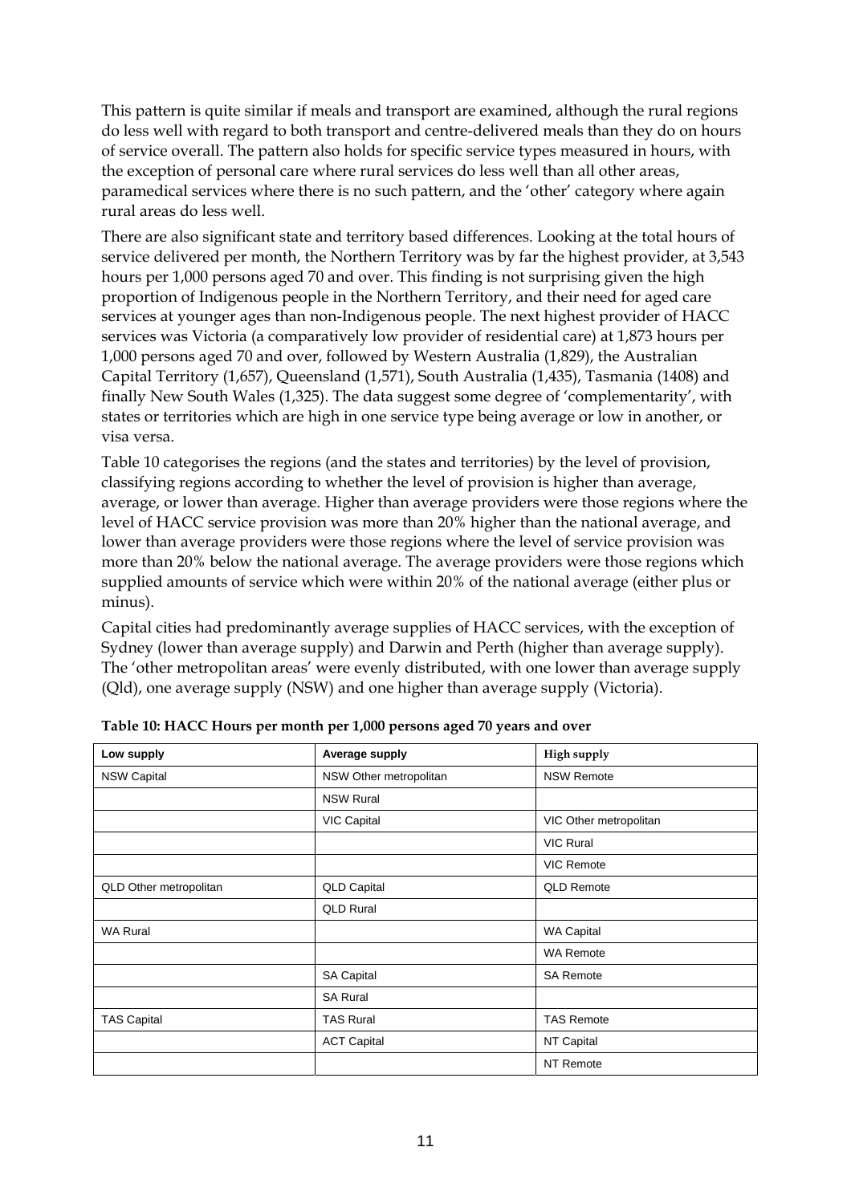This pattern is quite similar if meals and transport are examined, although the rural regions do less well with regard to both transport and centre-delivered meals than they do on hours of service overall. The pattern also holds for specific service types measured in hours, with the exception of personal care where rural services do less well than all other areas, paramedical services where there is no such pattern, and the 'other' category where again rural areas do less well.

There are also significant state and territory based differences. Looking at the total hours of service delivered per month, the Northern Territory was by far the highest provider, at 3,543 hours per 1,000 persons aged 70 and over. This finding is not surprising given the high proportion of Indigenous people in the Northern Territory, and their need for aged care services at younger ages than non-Indigenous people. The next highest provider of HACC services was Victoria (a comparatively low provider of residential care) at 1,873 hours per 1,000 persons aged 70 and over, followed by Western Australia (1,829), the Australian Capital Territory (1,657), Queensland (1,571), South Australia (1,435), Tasmania (1408) and finally New South Wales (1,325). The data suggest some degree of 'complementarity', with states or territories which are high in one service type being average or low in another, or visa versa.

Table 10 categorises the regions (and the states and territories) by the level of provision, classifying regions according to whether the level of provision is higher than average, average, or lower than average. Higher than average providers were those regions where the level of HACC service provision was more than 20% higher than the national average, and lower than average providers were those regions where the level of service provision was more than 20% below the national average. The average providers were those regions which supplied amounts of service which were within 20% of the national average (either plus or minus).

Capital cities had predominantly average supplies of HACC services, with the exception of Sydney (lower than average supply) and Darwin and Perth (higher than average supply). The 'other metropolitan areas' were evenly distributed, with one lower than average supply (Qld), one average supply (NSW) and one higher than average supply (Victoria).

**Table 10: HACC Hours per month per 1,000 persons aged 70 years and over**

| Low supply | Average supply | High supply |
|---|---|---|
| NSW Capital | NSW Other metropolitan | NSW Remote |
| | NSW Rural | |
| | VIC Capital | VIC Other metropolitan |
| | | VIC Rural |
| | | VIC Remote |
| QLD Other metropolitan | QLD Capital | QLD Remote |
| | QLD Rural | |
| WA Rural | | WA Capital |
| | | WA Remote |
| | SA Capital | SA Remote |
| | SA Rural | |
| TAS Capital | TAS Rural | TAS Remote |
| | ACT Capital | NT Capital |
| | | NT Remote |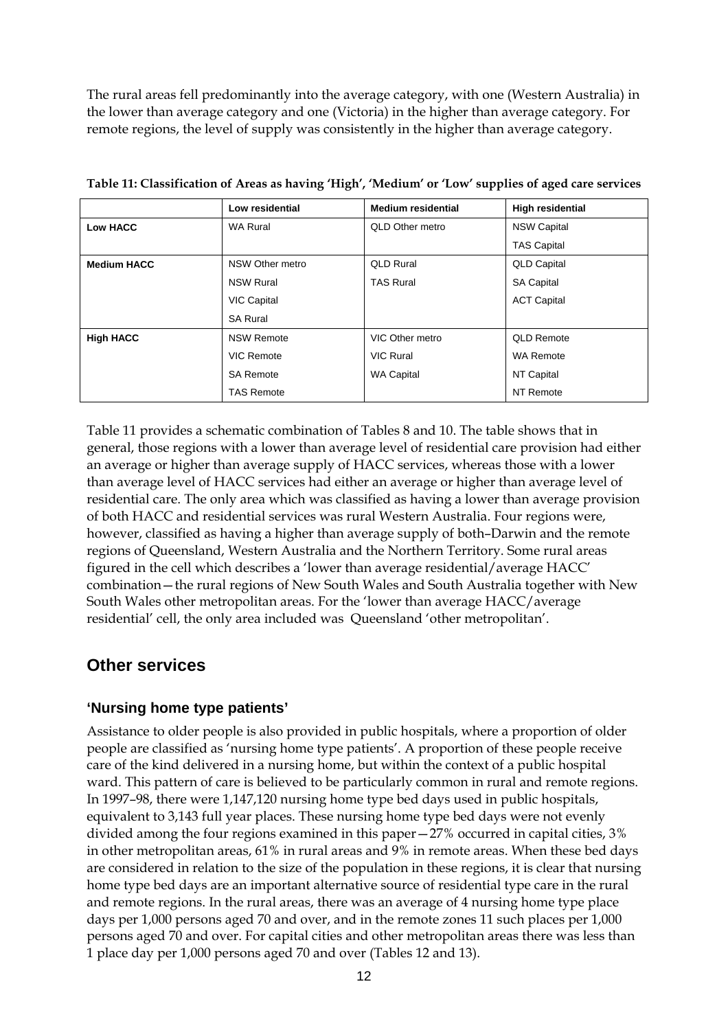The rural areas fell predominantly into the average category, with one (Western Australia) in the lower than average category and one (Victoria) in the higher than average category. For remote regions, the level of supply was consistently in the higher than average category.

**Table 11: Classification of Areas as having 'High', 'Medium' or 'Low' supplies of aged care services**

| | Low residential | Medium residential | High residential |
|---|---|---|---|
| **Low HACC** | WA Rural | QLD Other metro | NSW Capital<br>TAS Capital |
| **Medium HACC** | NSW Other metro<br>NSW Rural<br>VIC Capital<br>SA Rural | QLD Rural<br>TAS Rural | QLD Capital<br>SA Capital<br>ACT Capital |
| **High HACC** | NSW Remote<br>VIC Remote<br>SA Remote<br>TAS Remote | VIC Other metro<br>VIC Rural<br>WA Capital | QLD Remote<br>WA Remote<br>NT Capital<br>NT Remote |

Table 11 provides a schematic combination of Tables 8 and 10. The table shows that in general, those regions with a lower than average level of residential care provision had either an average or higher than average supply of HACC services, whereas those with a lower than average level of HACC services had either an average or higher than average level of residential care. The only area which was classified as having a lower than average provision of both HACC and residential services was rural Western Australia. Four regions were, however, classified as having a higher than average supply of both–Darwin and the remote regions of Queensland, Western Australia and the Northern Territory. Some rural areas figured in the cell which describes a 'lower than average residential/average HACC' combination—the rural regions of New South Wales and South Australia together with New South Wales other metropolitan areas. For the 'lower than average HACC/average residential' cell, the only area included was Queensland 'other metropolitan'.

## Other services

### 'Nursing home type patients'

Assistance to older people is also provided in public hospitals, where a proportion of older people are classified as 'nursing home type patients'. A proportion of these people receive care of the kind delivered in a nursing home, but within the context of a public hospital ward. This pattern of care is believed to be particularly common in rural and remote regions. In 1997–98, there were 1,147,120 nursing home type bed days used in public hospitals, equivalent to 3,143 full year places. These nursing home type bed days were not evenly divided among the four regions examined in this paper—27% occurred in capital cities, 3% in other metropolitan areas, 61% in rural areas and 9% in remote areas. When these bed days are considered in relation to the size of the population in these regions, it is clear that nursing home type bed days are an important alternative source of residential type care in the rural and remote regions. In the rural areas, there was an average of 4 nursing home type place days per 1,000 persons aged 70 and over, and in the remote zones 11 such places per 1,000 persons aged 70 and over. For capital cities and other metropolitan areas there was less than 1 place day per 1,000 persons aged 70 and over (Tables 12 and 13).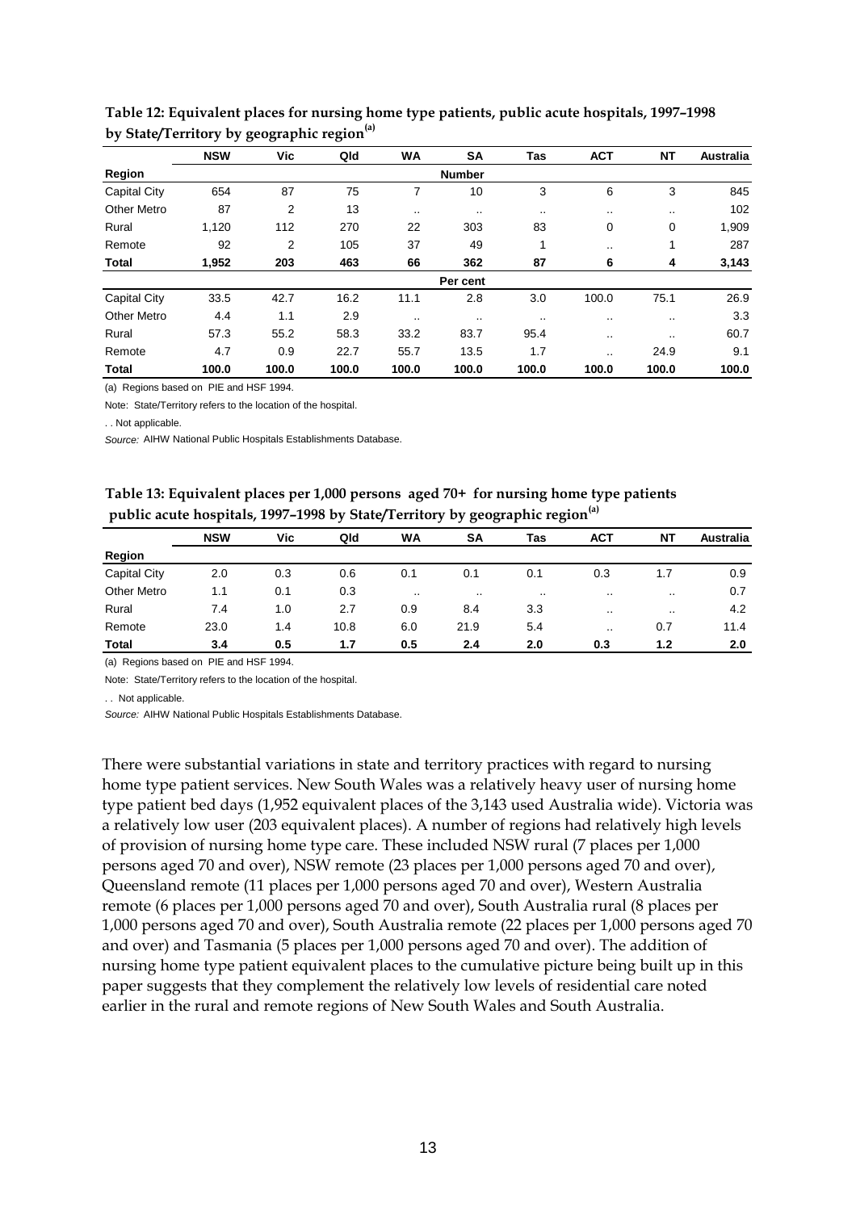**Table 12: Equivalent places for nursing home type patients, public acute hospitals, 1997–1998 by State/Territory by geographic region[(a)]**

| | NSW | Vic | Qld | WA | SA | Tas | ACT | NT | Australia |
|---|---|---|---|---|---|---|---|---|---|
| **Region** | | | | | **Number** | | | | |
| Capital City | 654 | 87 | 75 | 7 | 10 | 3 | 6 | 3 | 845 |
| Other Metro | 87 | 2 | 13 | .. | .. | .. | .. | .. | 102 |
| Rural | 1,120 | 112 | 270 | 22 | 303 | 83 | 0 | 0 | 1,909 |
| Remote | 92 | 2 | 105 | 37 | 49 | 1 | .. | 1 | 287 |
| **Total** | **1,952** | **203** | **463** | **66** | **362** | **87** | **6** | **4** | **3,143** |
| | | | | | **Per cent** | | | | |
| Capital City | 33.5 | 42.7 | 16.2 | 11.1 | 2.8 | 3.0 | 100.0 | 75.1 | 26.9 |
| Other Metro | 4.4 | 1.1 | 2.9 | .. | .. | .. | .. | .. | 3.3 |
| Rural | 57.3 | 55.2 | 58.3 | 33.2 | 83.7 | 95.4 | .. | .. | 60.7 |
| Remote | 4.7 | 0.9 | 22.7 | 55.7 | 13.5 | 1.7 | .. | 24.9 | 9.1 |
| **Total** | **100.0** | **100.0** | **100.0** | **100.0** | **100.0** | **100.0** | **100.0** | **100.0** | **100.0** |

(a) Regions based on PIE and HSF 1994.

Note: State/Territory refers to the location of the hospital.

. . Not applicable.

*Source:* AIHW National Public Hospitals Establishments Database.

**Table 13: Equivalent places per 1,000 persons aged 70+ for nursing home type patients public acute hospitals, 1997–1998 by State/Territory by geographic region[(a)]**

| | NSW | Vic | Qld | WA | SA | Tas | ACT | NT | Australia |
|---|---|---|---|---|---|---|---|---|---|
| **Region** | | | | | | | | | |
| Capital City | 2.0 | 0.3 | 0.6 | 0.1 | 0.1 | 0.1 | 0.3 | 1.7 | 0.9 |
| Other Metro | 1.1 | 0.1 | 0.3 | .. | .. | .. | .. | .. | 0.7 |
| Rural | 7.4 | 1.0 | 2.7 | 0.9 | 8.4 | 3.3 | .. | .. | 4.2 |
| Remote | 23.0 | 1.4 | 10.8 | 6.0 | 21.9 | 5.4 | .. | 0.7 | 11.4 |
| **Total** | **3.4** | **0.5** | **1.7** | **0.5** | **2.4** | **2.0** | **0.3** | **1.2** | **2.0** |

(a) Regions based on PIE and HSF 1994.

Note: State/Territory refers to the location of the hospital.

. . Not applicable.

*Source:* AIHW National Public Hospitals Establishments Database.

There were substantial variations in state and territory practices with regard to nursing home type patient services. New South Wales was a relatively heavy user of nursing home type patient bed days (1,952 equivalent places of the 3,143 used Australia wide). Victoria was a relatively low user (203 equivalent places). A number of regions had relatively high levels of provision of nursing home type care. These included NSW rural (7 places per 1,000 persons aged 70 and over), NSW remote (23 places per 1,000 persons aged 70 and over), Queensland remote (11 places per 1,000 persons aged 70 and over), Western Australia remote (6 places per 1,000 persons aged 70 and over), South Australia rural (8 places per 1,000 persons aged 70 and over), South Australia remote (22 places per 1,000 persons aged 70 and over) and Tasmania (5 places per 1,000 persons aged 70 and over). The addition of nursing home type patient equivalent places to the cumulative picture being built up in this paper suggests that they complement the relatively low levels of residential care noted earlier in the rural and remote regions of New South Wales and South Australia.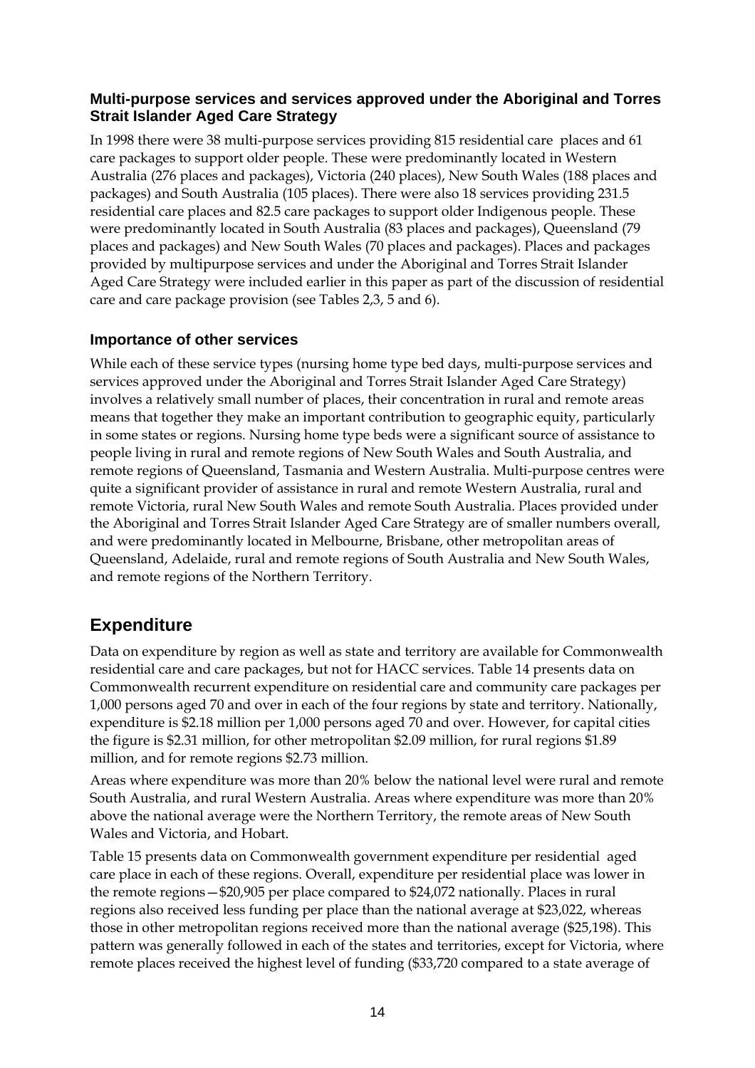### Multi-purpose services and services approved under the Aboriginal and Torres Strait Islander Aged Care Strategy

In 1998 there were 38 multi-purpose services providing 815 residential care places and 61 care packages to support older people. These were predominantly located in Western Australia (276 places and packages), Victoria (240 places), New South Wales (188 places and packages) and South Australia (105 places). There were also 18 services providing 231.5 residential care places and 82.5 care packages to support older Indigenous people. These were predominantly located in South Australia (83 places and packages), Queensland (79 places and packages) and New South Wales (70 places and packages). Places and packages provided by multipurpose services and under the Aboriginal and Torres Strait Islander Aged Care Strategy were included earlier in this paper as part of the discussion of residential care and care package provision (see Tables 2,3, 5 and 6).

### Importance of other services

While each of these service types (nursing home type bed days, multi-purpose services and services approved under the Aboriginal and Torres Strait Islander Aged Care Strategy) involves a relatively small number of places, their concentration in rural and remote areas means that together they make an important contribution to geographic equity, particularly in some states or regions. Nursing home type beds were a significant source of assistance to people living in rural and remote regions of New South Wales and South Australia, and remote regions of Queensland, Tasmania and Western Australia. Multi-purpose centres were quite a significant provider of assistance in rural and remote Western Australia, rural and remote Victoria, rural New South Wales and remote South Australia. Places provided under the Aboriginal and Torres Strait Islander Aged Care Strategy are of smaller numbers overall, and were predominantly located in Melbourne, Brisbane, other metropolitan areas of Queensland, Adelaide, rural and remote regions of South Australia and New South Wales, and remote regions of the Northern Territory.

## Expenditure

Data on expenditure by region as well as state and territory are available for Commonwealth residential care and care packages, but not for HACC services. Table 14 presents data on Commonwealth recurrent expenditure on residential care and community care packages per 1,000 persons aged 70 and over in each of the four regions by state and territory. Nationally, expenditure is $2.18 million per 1,000 persons aged 70 and over. However, for capital cities the figure is $2.31 million, for other metropolitan $2.09 million, for rural regions $1.89 million, and for remote regions $2.73 million.

Areas where expenditure was more than 20% below the national level were rural and remote South Australia, and rural Western Australia. Areas where expenditure was more than 20% above the national average were the Northern Territory, the remote areas of New South Wales and Victoria, and Hobart.

Table 15 presents data on Commonwealth government expenditure per residential aged care place in each of these regions. Overall, expenditure per residential place was lower in the remote regions—$20,905 per place compared to $24,072 nationally. Places in rural regions also received less funding per place than the national average at $23,022, whereas those in other metropolitan regions received more than the national average ($25,198). This pattern was generally followed in each of the states and territories, except for Victoria, where remote places received the highest level of funding ($33,720 compared to a state average of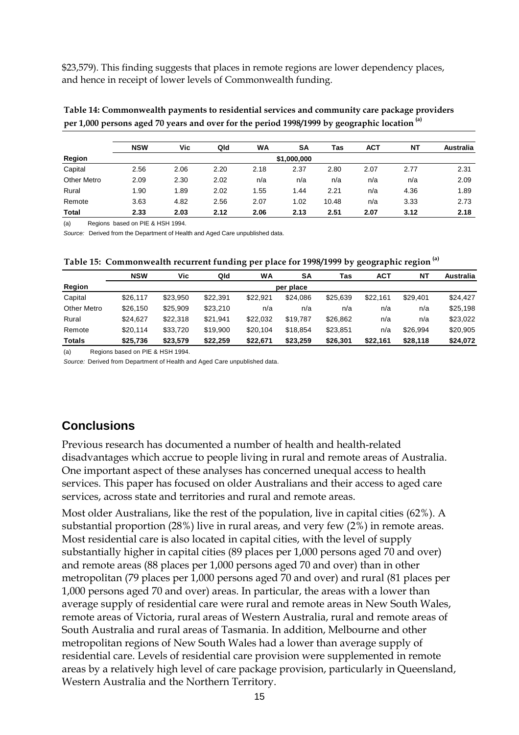$23,579). This finding suggests that places in remote regions are lower dependency places, and hence in receipt of lower levels of Commonwealth funding.

**Table 14: Commonwealth payments to residential services and community care package providers per 1,000 persons aged 70 years and over for the period 1998/1999 by geographic location [(a)]**

| Region | NSW | Vic | Qld | WA | SA | Tas | ACT | NT | Australia |
|---|---|---|---|---|---|---|---|---|---|
| | | | | | $1,000,000 | | | | |
| Capital | 2.56 | 2.06 | 2.20 | 2.18 | 2.37 | 2.80 | 2.07 | 2.77 | 2.31 |
| Other Metro | 2.09 | 2.30 | 2.02 | n/a | n/a | n/a | n/a | n/a | 2.09 |
| Rural | 1.90 | 1.89 | 2.02 | 1.55 | 1.44 | 2.21 | n/a | 4.36 | 1.89 |
| Remote | 3.63 | 4.82 | 2.56 | 2.07 | 1.02 | 10.48 | n/a | 3.33 | 2.73 |
| **Total** | **2.33** | **2.03** | **2.12** | **2.06** | **2.13** | **2.51** | **2.07** | **3.12** | **2.18** |

(a) Regions based on PIE & HSH 1994.

*Source:* Derived from the Department of Health and Aged Care unpublished data.

**Table 15: Commonwealth recurrent funding per place for 1998/1999 by geographic region [(a)]**

| Region | NSW | Vic | Qld | WA | SA | Tas | ACT | NT | Australia |
|---|---|---|---|---|---|---|---|---|---|
| | | | | | per place | | | | |
| Capital | $26,117 | $23,950 | $22,391 | $22,921 | $24,086 | $25,639 | $22,161 | $29,401 | $24,427 |
| Other Metro | $26,150 | $25,909 | $23,210 | n/a | n/a | n/a | n/a | n/a | $25,198 |
| Rural | $24,627 | $22,318 | $21,941 | $22,032 | $19,787 | $26,862 | n/a | n/a | $23,022 |
| Remote | $20,114 | $33,720 | $19,900 | $20,104 | $18,854 | $23,851 | n/a | $26,994 | $20,905 |
| **Totals** | **$25,736** | **$23,579** | **$22,259** | **$22,671** | **$23,259** | **$26,301** | **$22,161** | **$28,118** | **$24,072** |

(a) Regions based on PIE & HSH 1994.

*Source:* Derived from Department of Health and Aged Care unpublished data.

## Conclusions

Previous research has documented a number of health and health-related disadvantages which accrue to people living in rural and remote areas of Australia. One important aspect of these analyses has concerned unequal access to health services. This paper has focused on older Australians and their access to aged care services, across state and territories and rural and remote areas.

Most older Australians, like the rest of the population, live in capital cities (62%). A substantial proportion (28%) live in rural areas, and very few (2%) in remote areas. Most residential care is also located in capital cities, with the level of supply substantially higher in capital cities (89 places per 1,000 persons aged 70 and over) and remote areas (88 places per 1,000 persons aged 70 and over) than in other metropolitan (79 places per 1,000 persons aged 70 and over) and rural (81 places per 1,000 persons aged 70 and over) areas. In particular, the areas with a lower than average supply of residential care were rural and remote areas in New South Wales, remote areas of Victoria, rural areas of Western Australia, rural and remote areas of South Australia and rural areas of Tasmania. In addition, Melbourne and other metropolitan regions of New South Wales had a lower than average supply of residential care. Levels of residential care provision were supplemented in remote areas by a relatively high level of care package provision, particularly in Queensland, Western Australia and the Northern Territory.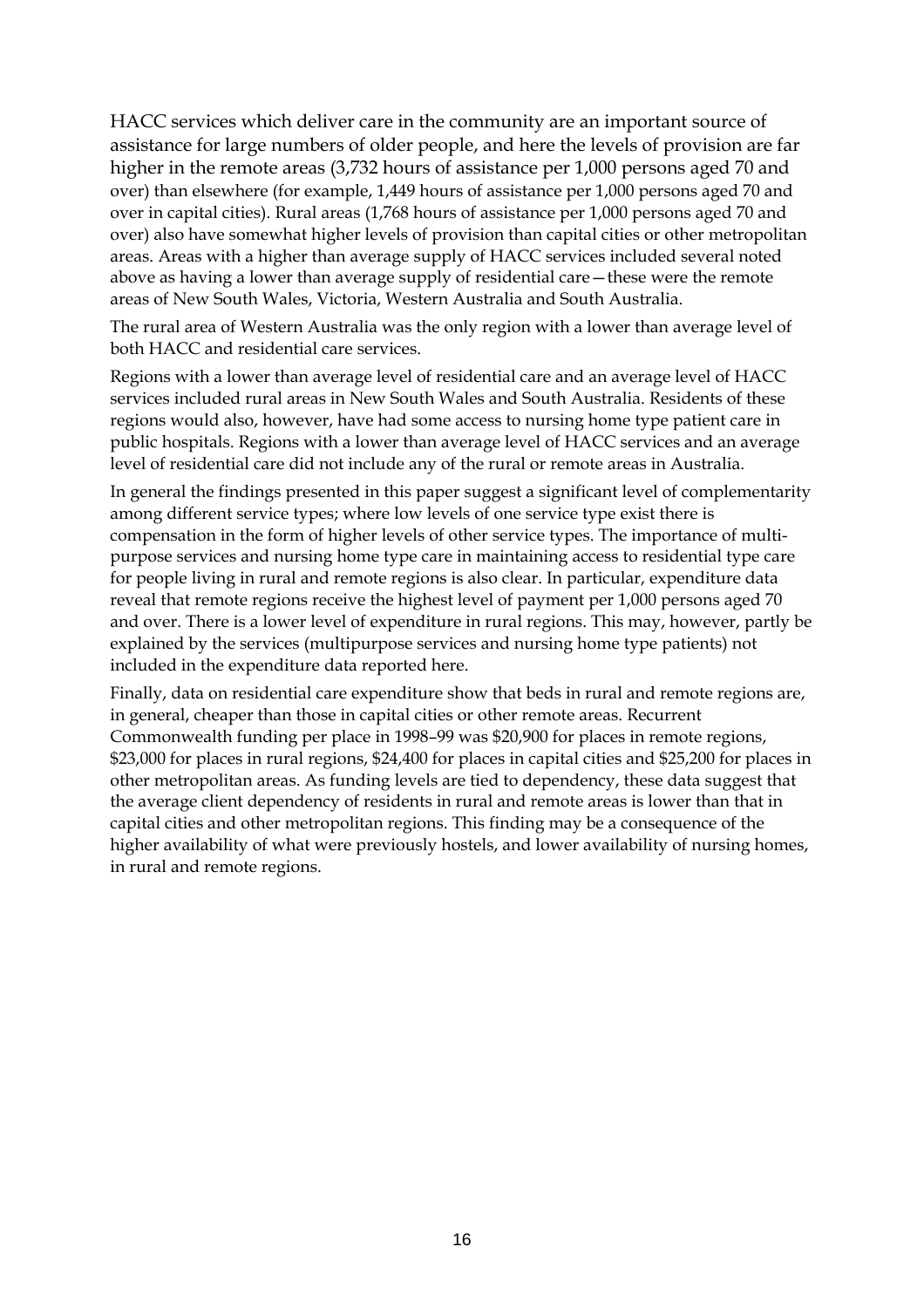HACC services which deliver care in the community are an important source of assistance for large numbers of older people, and here the levels of provision are far higher in the remote areas (3,732 hours of assistance per 1,000 persons aged 70 and over) than elsewhere (for example, 1,449 hours of assistance per 1,000 persons aged 70 and over in capital cities). Rural areas (1,768 hours of assistance per 1,000 persons aged 70 and over) also have somewhat higher levels of provision than capital cities or other metropolitan areas. Areas with a higher than average supply of HACC services included several noted above as having a lower than average supply of residential care—these were the remote areas of New South Wales, Victoria, Western Australia and South Australia.

The rural area of Western Australia was the only region with a lower than average level of both HACC and residential care services.

Regions with a lower than average level of residential care and an average level of HACC services included rural areas in New South Wales and South Australia. Residents of these regions would also, however, have had some access to nursing home type patient care in public hospitals. Regions with a lower than average level of HACC services and an average level of residential care did not include any of the rural or remote areas in Australia.

In general the findings presented in this paper suggest a significant level of complementarity among different service types; where low levels of one service type exist there is compensation in the form of higher levels of other service types. The importance of multi-purpose services and nursing home type care in maintaining access to residential type care for people living in rural and remote regions is also clear. In particular, expenditure data reveal that remote regions receive the highest level of payment per 1,000 persons aged 70 and over. There is a lower level of expenditure in rural regions. This may, however, partly be explained by the services (multipurpose services and nursing home type patients) not included in the expenditure data reported here.

Finally, data on residential care expenditure show that beds in rural and remote regions are, in general, cheaper than those in capital cities or other remote areas. Recurrent Commonwealth funding per place in 1998–99 was $20,900 for places in remote regions, $23,000 for places in rural regions, $24,400 for places in capital cities and $25,200 for places in other metropolitan areas. As funding levels are tied to dependency, these data suggest that the average client dependency of residents in rural and remote areas is lower than that in capital cities and other metropolitan regions. This finding may be a consequence of the higher availability of what were previously hostels, and lower availability of nursing homes, in rural and remote regions.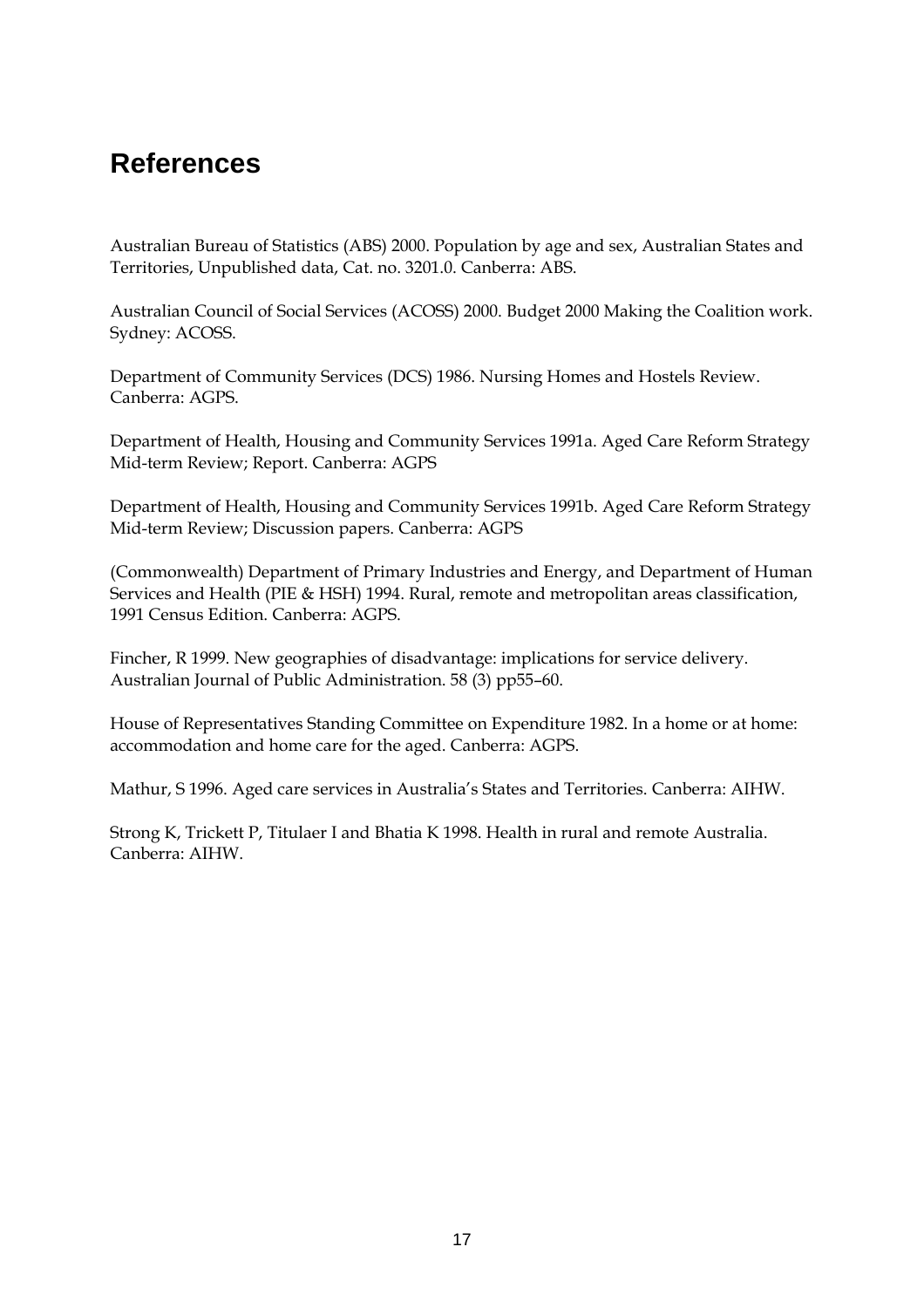## References

Australian Bureau of Statistics (ABS) 2000. Population by age and sex, Australian States and Territories, Unpublished data, Cat. no. 3201.0. Canberra: ABS.

Australian Council of Social Services (ACOSS) 2000. Budget 2000 Making the Coalition work. Sydney: ACOSS.

Department of Community Services (DCS) 1986. Nursing Homes and Hostels Review. Canberra: AGPS.

Department of Health, Housing and Community Services 1991a. Aged Care Reform Strategy Mid-term Review; Report. Canberra: AGPS

Department of Health, Housing and Community Services 1991b. Aged Care Reform Strategy Mid-term Review; Discussion papers. Canberra: AGPS

(Commonwealth) Department of Primary Industries and Energy, and Department of Human Services and Health (PIE & HSH) 1994. Rural, remote and metropolitan areas classification, 1991 Census Edition. Canberra: AGPS.

Fincher, R 1999. New geographies of disadvantage: implications for service delivery. Australian Journal of Public Administration. 58 (3) pp55–60.

House of Representatives Standing Committee on Expenditure 1982. In a home or at home: accommodation and home care for the aged. Canberra: AGPS.

Mathur, S 1996. Aged care services in Australia's States and Territories. Canberra: AIHW.

Strong K, Trickett P, Titulaer I and Bhatia K 1998. Health in rural and remote Australia. Canberra: AIHW.